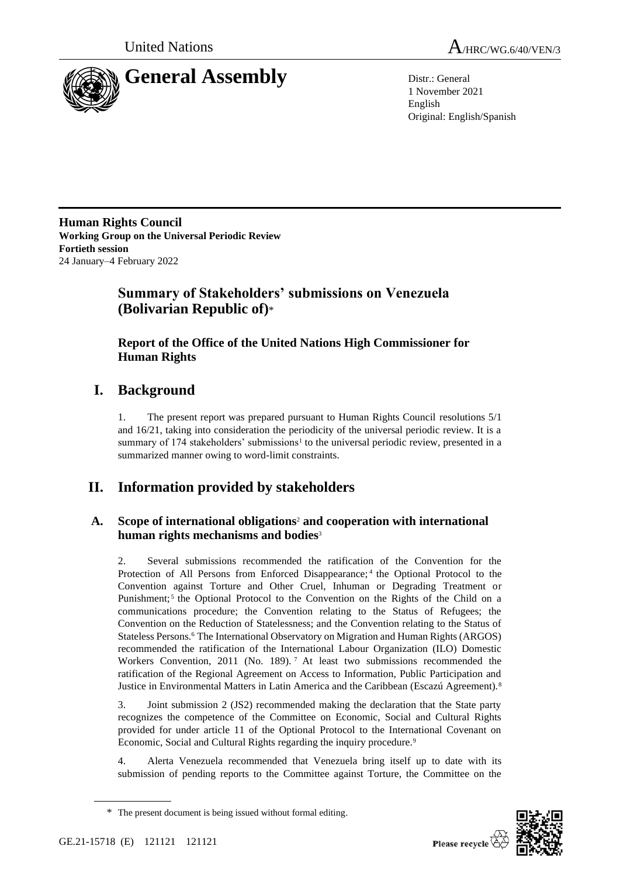United Nations

A/HRC/WG.6/40/VEN/3

# General Assembly

Distr.: General
1 November 2021
English
Original: English/Spanish

**Human Rights Council**
**Working Group on the Universal Periodic Review**
**Fortieth session**
24 January–4 February 2022

## Summary of Stakeholders' submissions on Venezuela (Bolivarian Republic of)*

### Report of the Office of the United Nations High Commissioner for Human Rights

## I. Background

1. The present report was prepared pursuant to Human Rights Council resolutions 5/1 and 16/21, taking into consideration the periodicity of the universal periodic review. It is a summary of 174 stakeholders' submissions[1] to the universal periodic review, presented in a summarized manner owing to word-limit constraints.

## II. Information provided by stakeholders

### A. Scope of international obligations[2] and cooperation with international human rights mechanisms and bodies[3]

2. Several submissions recommended the ratification of the Convention for the Protection of All Persons from Enforced Disappearance;[4] the Optional Protocol to the Convention against Torture and Other Cruel, Inhuman or Degrading Treatment or Punishment;[5] the Optional Protocol to the Convention on the Rights of the Child on a communications procedure; the Convention relating to the Status of Refugees; the Convention on the Reduction of Statelessness; and the Convention relating to the Status of Stateless Persons.[6] The International Observatory on Migration and Human Rights (ARGOS) recommended the ratification of the International Labour Organization (ILO) Domestic Workers Convention, 2011 (No. 189).[7] At least two submissions recommended the ratification of the Regional Agreement on Access to Information, Public Participation and Justice in Environmental Matters in Latin America and the Caribbean (Escazú Agreement).[8]

3. Joint submission 2 (JS2) recommended making the declaration that the State party recognizes the competence of the Committee on Economic, Social and Cultural Rights provided for under article 11 of the Optional Protocol to the International Covenant on Economic, Social and Cultural Rights regarding the inquiry procedure.[9]

4. Alerta Venezuela recommended that Venezuela bring itself up to date with its submission of pending reports to the Committee against Torture, the Committee on the

\* The present document is being issued without formal editing.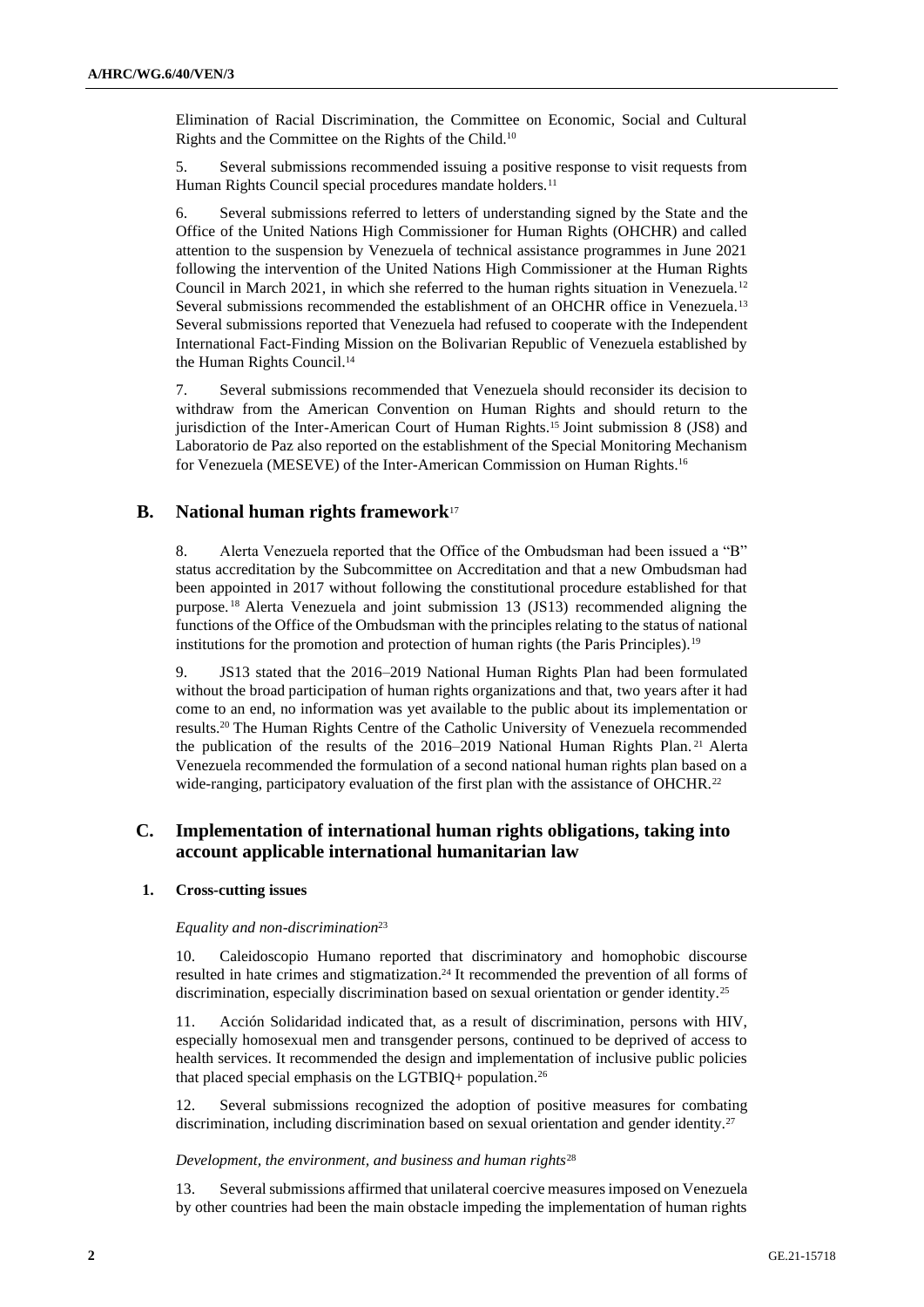Elimination of Racial Discrimination, the Committee on Economic, Social and Cultural Rights and the Committee on the Rights of the Child.[10]

5. Several submissions recommended issuing a positive response to visit requests from Human Rights Council special procedures mandate holders.[11]

6. Several submissions referred to letters of understanding signed by the State and the Office of the United Nations High Commissioner for Human Rights (OHCHR) and called attention to the suspension by Venezuela of technical assistance programmes in June 2021 following the intervention of the United Nations High Commissioner at the Human Rights Council in March 2021, in which she referred to the human rights situation in Venezuela.[12] Several submissions recommended the establishment of an OHCHR office in Venezuela.[13] Several submissions reported that Venezuela had refused to cooperate with the Independent International Fact-Finding Mission on the Bolivarian Republic of Venezuela established by the Human Rights Council.[14]

7. Several submissions recommended that Venezuela should reconsider its decision to withdraw from the American Convention on Human Rights and should return to the jurisdiction of the Inter-American Court of Human Rights.[15] Joint submission 8 (JS8) and Laboratorio de Paz also reported on the establishment of the Special Monitoring Mechanism for Venezuela (MESEVE) of the Inter-American Commission on Human Rights.[16]

## B. National human rights framework[17]

8. Alerta Venezuela reported that the Office of the Ombudsman had been issued a "B" status accreditation by the Subcommittee on Accreditation and that a new Ombudsman had been appointed in 2017 without following the constitutional procedure established for that purpose.[18] Alerta Venezuela and joint submission 13 (JS13) recommended aligning the functions of the Office of the Ombudsman with the principles relating to the status of national institutions for the promotion and protection of human rights (the Paris Principles).[19]

9. JS13 stated that the 2016–2019 National Human Rights Plan had been formulated without the broad participation of human rights organizations and that, two years after it had come to an end, no information was yet available to the public about its implementation or results.[20] The Human Rights Centre of the Catholic University of Venezuela recommended the publication of the results of the 2016–2019 National Human Rights Plan.[21] Alerta Venezuela recommended the formulation of a second national human rights plan based on a wide-ranging, participatory evaluation of the first plan with the assistance of OHCHR.[22]

## C. Implementation of international human rights obligations, taking into account applicable international humanitarian law

### 1. Cross-cutting issues

*Equality and non-discrimination*[23]

10. Caleidoscopio Humano reported that discriminatory and homophobic discourse resulted in hate crimes and stigmatization.[24] It recommended the prevention of all forms of discrimination, especially discrimination based on sexual orientation or gender identity.[25]

11. Acción Solidaridad indicated that, as a result of discrimination, persons with HIV, especially homosexual men and transgender persons, continued to be deprived of access to health services. It recommended the design and implementation of inclusive public policies that placed special emphasis on the LGTBIQ+ population.[26]

12. Several submissions recognized the adoption of positive measures for combating discrimination, including discrimination based on sexual orientation and gender identity.[27]

*Development, the environment, and business and human rights*[28]

13. Several submissions affirmed that unilateral coercive measures imposed on Venezuela by other countries had been the main obstacle impeding the implementation of human rights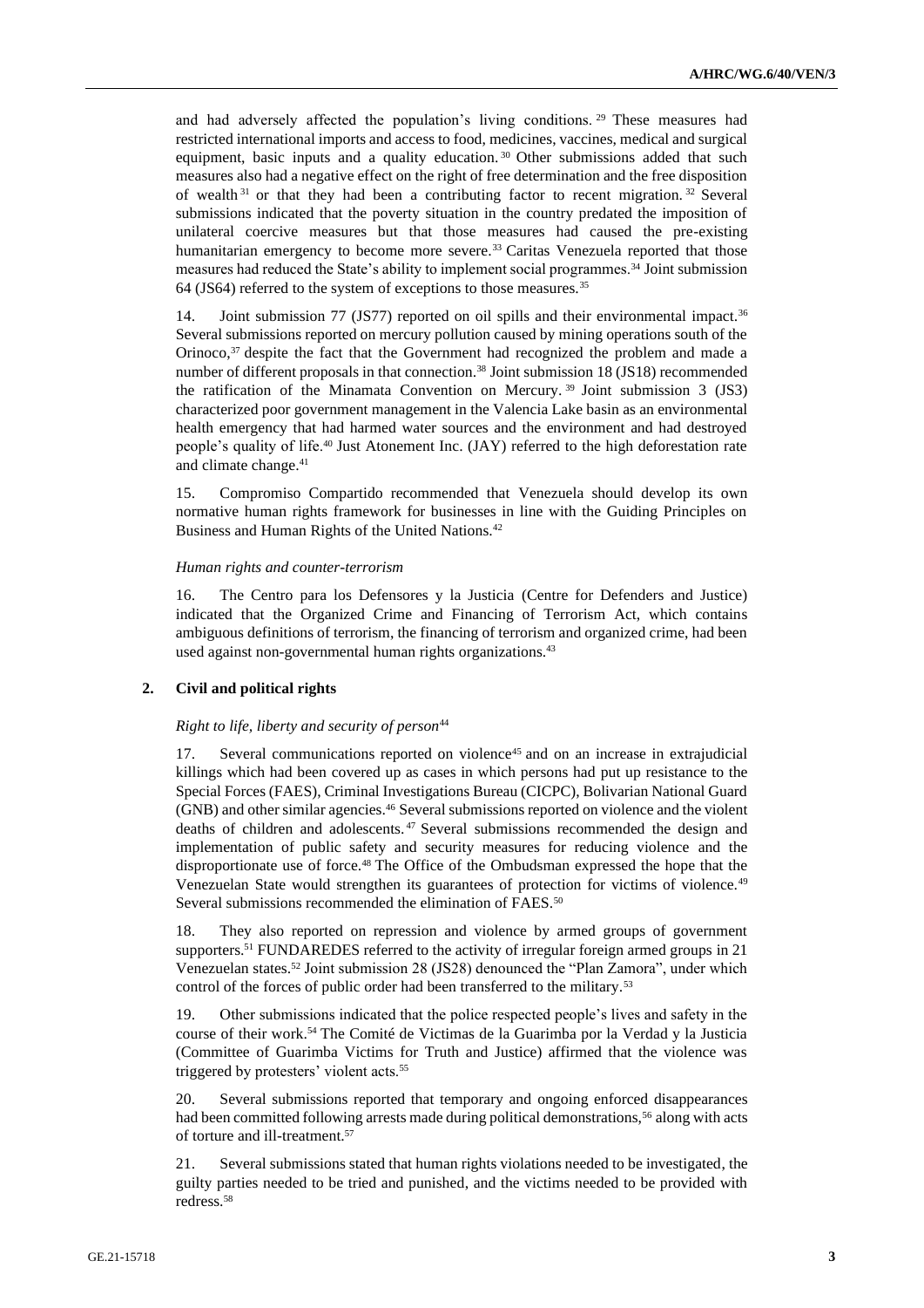and had adversely affected the population's living conditions.[29] These measures had restricted international imports and access to food, medicines, vaccines, medical and surgical equipment, basic inputs and a quality education.[30] Other submissions added that such measures also had a negative effect on the right of free determination and the free disposition of wealth[31] or that they had been a contributing factor to recent migration.[32] Several submissions indicated that the poverty situation in the country predated the imposition of unilateral coercive measures but that those measures had caused the pre-existing humanitarian emergency to become more severe.[33] Caritas Venezuela reported that those measures had reduced the State's ability to implement social programmes.[34] Joint submission 64 (JS64) referred to the system of exceptions to those measures.[35]

14. Joint submission 77 (JS77) reported on oil spills and their environmental impact.[36] Several submissions reported on mercury pollution caused by mining operations south of the Orinoco,[37] despite the fact that the Government had recognized the problem and made a number of different proposals in that connection.[38] Joint submission 18 (JS18) recommended the ratification of the Minamata Convention on Mercury.[39] Joint submission 3 (JS3) characterized poor government management in the Valencia Lake basin as an environmental health emergency that had harmed water sources and the environment and had destroyed people's quality of life.[40] Just Atonement Inc. (JAY) referred to the high deforestation rate and climate change.[41]

15. Compromiso Compartido recommended that Venezuela should develop its own normative human rights framework for businesses in line with the Guiding Principles on Business and Human Rights of the United Nations.[42]

*Human rights and counter-terrorism*

16. The Centro para los Defensores y la Justicia (Centre for Defenders and Justice) indicated that the Organized Crime and Financing of Terrorism Act, which contains ambiguous definitions of terrorism, the financing of terrorism and organized crime, had been used against non-governmental human rights organizations.[43]

### 2. Civil and political rights

*Right to life, liberty and security of person*[44]

17. Several communications reported on violence[45] and on an increase in extrajudicial killings which had been covered up as cases in which persons had put up resistance to the Special Forces (FAES), Criminal Investigations Bureau (CICPC), Bolivarian National Guard (GNB) and other similar agencies.[46] Several submissions reported on violence and the violent deaths of children and adolescents.[47] Several submissions recommended the design and implementation of public safety and security measures for reducing violence and the disproportionate use of force.[48] The Office of the Ombudsman expressed the hope that the Venezuelan State would strengthen its guarantees of protection for victims of violence.[49] Several submissions recommended the elimination of FAES.[50]

18. They also reported on repression and violence by armed groups of government supporters.[51] FUNDAREDES referred to the activity of irregular foreign armed groups in 21 Venezuelan states.[52] Joint submission 28 (JS28) denounced the "Plan Zamora", under which control of the forces of public order had been transferred to the military.[53]

19. Other submissions indicated that the police respected people's lives and safety in the course of their work.[54] The Comité de Victimas de la Guarimba por la Verdad y la Justicia (Committee of Guarimba Victims for Truth and Justice) affirmed that the violence was triggered by protesters' violent acts.[55]

20. Several submissions reported that temporary and ongoing enforced disappearances had been committed following arrests made during political demonstrations,[56] along with acts of torture and ill-treatment.[57]

21. Several submissions stated that human rights violations needed to be investigated, the guilty parties needed to be tried and punished, and the victims needed to be provided with redress.[58]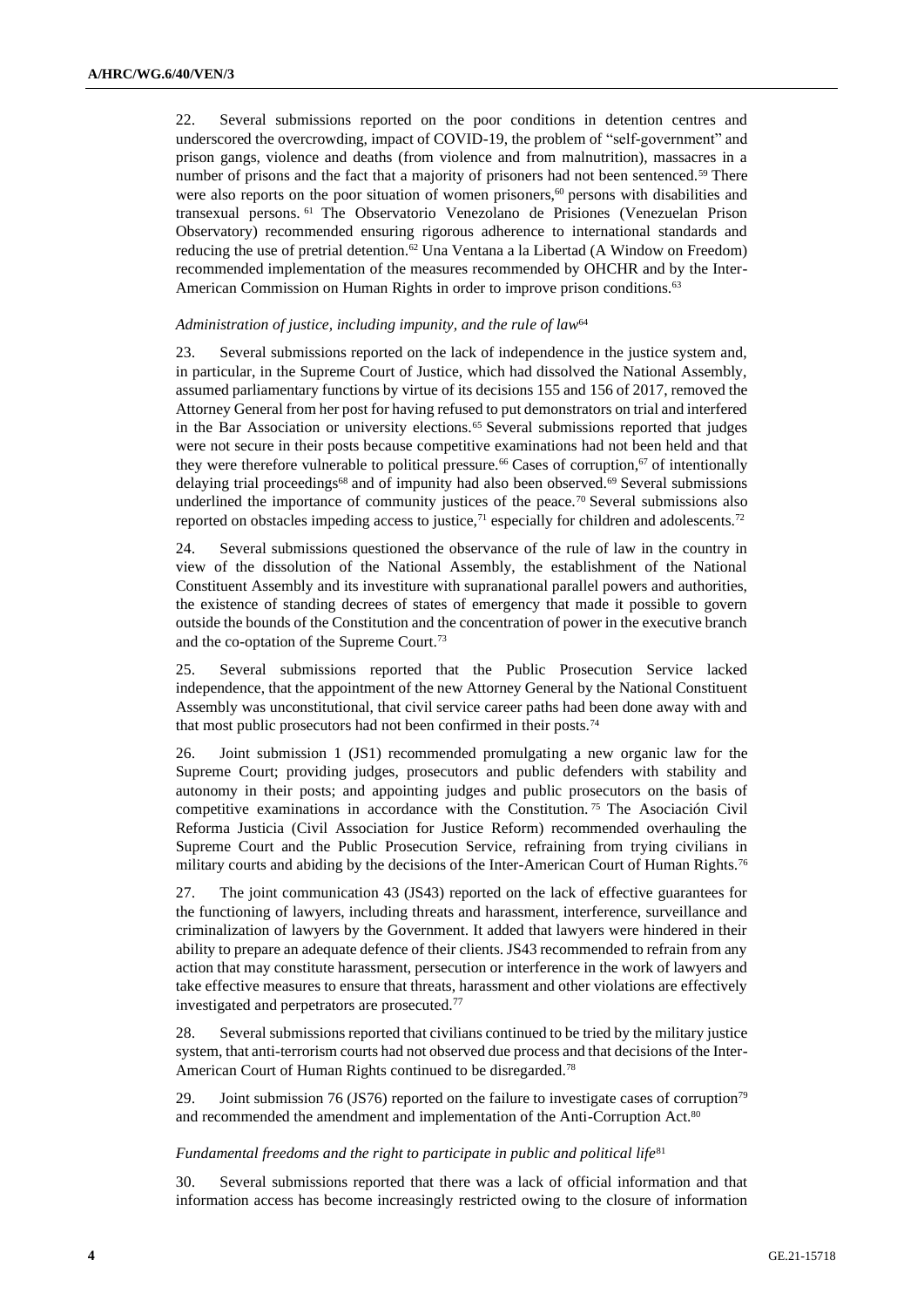22. Several submissions reported on the poor conditions in detention centres and underscored the overcrowding, impact of COVID-19, the problem of "self-government" and prison gangs, violence and deaths (from violence and from malnutrition), massacres in a number of prisons and the fact that a majority of prisoners had not been sentenced.[59] There were also reports on the poor situation of women prisoners,[60] persons with disabilities and transexual persons.[61] The Observatorio Venezolano de Prisiones (Venezuelan Prison Observatory) recommended ensuring rigorous adherence to international standards and reducing the use of pretrial detention.[62] Una Ventana a la Libertad (A Window on Freedom) recommended implementation of the measures recommended by OHCHR and by the Inter-American Commission on Human Rights in order to improve prison conditions.[63]

*Administration of justice, including impunity, and the rule of law*[64]

23. Several submissions reported on the lack of independence in the justice system and, in particular, in the Supreme Court of Justice, which had dissolved the National Assembly, assumed parliamentary functions by virtue of its decisions 155 and 156 of 2017, removed the Attorney General from her post for having refused to put demonstrators on trial and interfered in the Bar Association or university elections.[65] Several submissions reported that judges were not secure in their posts because competitive examinations had not been held and that they were therefore vulnerable to political pressure.[66] Cases of corruption,[67] of intentionally delaying trial proceedings[68] and of impunity had also been observed.[69] Several submissions underlined the importance of community justices of the peace.[70] Several submissions also reported on obstacles impeding access to justice,[71] especially for children and adolescents.[72]

24. Several submissions questioned the observance of the rule of law in the country in view of the dissolution of the National Assembly, the establishment of the National Constituent Assembly and its investiture with supranational parallel powers and authorities, the existence of standing decrees of states of emergency that made it possible to govern outside the bounds of the Constitution and the concentration of power in the executive branch and the co-optation of the Supreme Court.[73]

25. Several submissions reported that the Public Prosecution Service lacked independence, that the appointment of the new Attorney General by the National Constituent Assembly was unconstitutional, that civil service career paths had been done away with and that most public prosecutors had not been confirmed in their posts.[74]

26. Joint submission 1 (JS1) recommended promulgating a new organic law for the Supreme Court; providing judges, prosecutors and public defenders with stability and autonomy in their posts; and appointing judges and public prosecutors on the basis of competitive examinations in accordance with the Constitution.[75] The Asociación Civil Reforma Justicia (Civil Association for Justice Reform) recommended overhauling the Supreme Court and the Public Prosecution Service, refraining from trying civilians in military courts and abiding by the decisions of the Inter-American Court of Human Rights.[76]

27. The joint communication 43 (JS43) reported on the lack of effective guarantees for the functioning of lawyers, including threats and harassment, interference, surveillance and criminalization of lawyers by the Government. It added that lawyers were hindered in their ability to prepare an adequate defence of their clients. JS43 recommended to refrain from any action that may constitute harassment, persecution or interference in the work of lawyers and take effective measures to ensure that threats, harassment and other violations are effectively investigated and perpetrators are prosecuted.[77]

28. Several submissions reported that civilians continued to be tried by the military justice system, that anti-terrorism courts had not observed due process and that decisions of the Inter-American Court of Human Rights continued to be disregarded.[78]

29. Joint submission 76 (JS76) reported on the failure to investigate cases of corruption[79] and recommended the amendment and implementation of the Anti-Corruption Act.[80]

*Fundamental freedoms and the right to participate in public and political life*[81]

30. Several submissions reported that there was a lack of official information and that information access has become increasingly restricted owing to the closure of information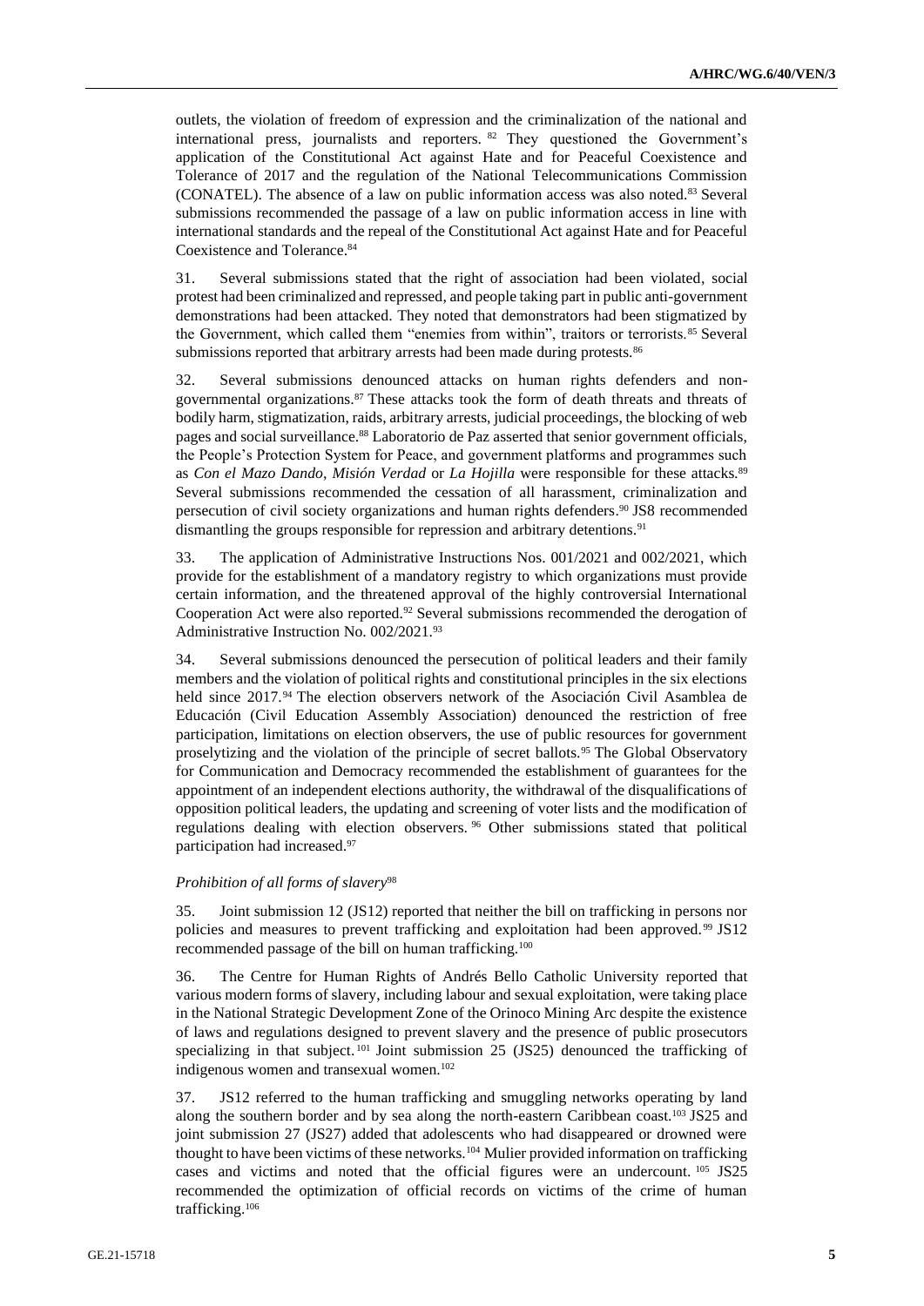outlets, the violation of freedom of expression and the criminalization of the national and international press, journalists and reporters. [82] They questioned the Government's application of the Constitutional Act against Hate and for Peaceful Coexistence and Tolerance of 2017 and the regulation of the National Telecommunications Commission (CONATEL). The absence of a law on public information access was also noted.[83] Several submissions recommended the passage of a law on public information access in line with international standards and the repeal of the Constitutional Act against Hate and for Peaceful Coexistence and Tolerance.[84]

31. Several submissions stated that the right of association had been violated, social protest had been criminalized and repressed, and people taking part in public anti-government demonstrations had been attacked. They noted that demonstrators had been stigmatized by the Government, which called them "enemies from within", traitors or terrorists.[85] Several submissions reported that arbitrary arrests had been made during protests.[86]

32. Several submissions denounced attacks on human rights defenders and non-governmental organizations.[87] These attacks took the form of death threats and threats of bodily harm, stigmatization, raids, arbitrary arrests, judicial proceedings, the blocking of web pages and social surveillance.[88] Laboratorio de Paz asserted that senior government officials, the People's Protection System for Peace, and government platforms and programmes such as *Con el Mazo Dando*, *Misión Verdad* or *La Hojilla* were responsible for these attacks.[89] Several submissions recommended the cessation of all harassment, criminalization and persecution of civil society organizations and human rights defenders.[90] JS8 recommended dismantling the groups responsible for repression and arbitrary detentions.[91]

33. The application of Administrative Instructions Nos. 001/2021 and 002/2021, which provide for the establishment of a mandatory registry to which organizations must provide certain information, and the threatened approval of the highly controversial International Cooperation Act were also reported.[92] Several submissions recommended the derogation of Administrative Instruction No. 002/2021.[93]

34. Several submissions denounced the persecution of political leaders and their family members and the violation of political rights and constitutional principles in the six elections held since 2017.[94] The election observers network of the Asociación Civil Asamblea de Educación (Civil Education Assembly Association) denounced the restriction of free participation, limitations on election observers, the use of public resources for government proselytizing and the violation of the principle of secret ballots.[95] The Global Observatory for Communication and Democracy recommended the establishment of guarantees for the appointment of an independent elections authority, the withdrawal of the disqualifications of opposition political leaders, the updating and screening of voter lists and the modification of regulations dealing with election observers.[96] Other submissions stated that political participation had increased.[97]

*Prohibition of all forms of slavery*[98]

35. Joint submission 12 (JS12) reported that neither the bill on trafficking in persons nor policies and measures to prevent trafficking and exploitation had been approved.[99] JS12 recommended passage of the bill on human trafficking.[100]

36. The Centre for Human Rights of Andrés Bello Catholic University reported that various modern forms of slavery, including labour and sexual exploitation, were taking place in the National Strategic Development Zone of the Orinoco Mining Arc despite the existence of laws and regulations designed to prevent slavery and the presence of public prosecutors specializing in that subject.[101] Joint submission 25 (JS25) denounced the trafficking of indigenous women and transexual women.[102]

37. JS12 referred to the human trafficking and smuggling networks operating by land along the southern border and by sea along the north-eastern Caribbean coast.[103] JS25 and joint submission 27 (JS27) added that adolescents who had disappeared or drowned were thought to have been victims of these networks.[104] Mulier provided information on trafficking cases and victims and noted that the official figures were an undercount.[105] JS25 recommended the optimization of official records on victims of the crime of human trafficking.[106]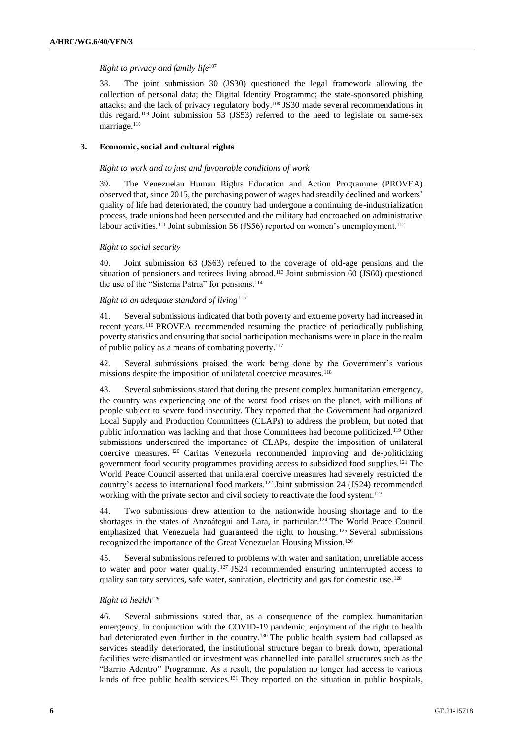*Right to privacy and family life*[107]

38. The joint submission 30 (JS30) questioned the legal framework allowing the collection of personal data; the Digital Identity Programme; the state-sponsored phishing attacks; and the lack of privacy regulatory body.[108] JS30 made several recommendations in this regard.[109] Joint submission 53 (JS53) referred to the need to legislate on same-sex marriage.[110]

### 3. Economic, social and cultural rights

*Right to work and to just and favourable conditions of work*

39. The Venezuelan Human Rights Education and Action Programme (PROVEA) observed that, since 2015, the purchasing power of wages had steadily declined and workers' quality of life had deteriorated, the country had undergone a continuing de-industrialization process, trade unions had been persecuted and the military had encroached on administrative labour activities.[111] Joint submission 56 (JS56) reported on women's unemployment.[112]

*Right to social security*

40. Joint submission 63 (JS63) referred to the coverage of old-age pensions and the situation of pensioners and retirees living abroad.[113] Joint submission 60 (JS60) questioned the use of the "Sistema Patria" for pensions.[114]

*Right to an adequate standard of living*[115]

41. Several submissions indicated that both poverty and extreme poverty had increased in recent years.[116] PROVEA recommended resuming the practice of periodically publishing poverty statistics and ensuring that social participation mechanisms were in place in the realm of public policy as a means of combating poverty.[117]

42. Several submissions praised the work being done by the Government's various missions despite the imposition of unilateral coercive measures.[118]

43. Several submissions stated that during the present complex humanitarian emergency, the country was experiencing one of the worst food crises on the planet, with millions of people subject to severe food insecurity. They reported that the Government had organized Local Supply and Production Committees (CLAPs) to address the problem, but noted that public information was lacking and that those Committees had become politicized.[119] Other submissions underscored the importance of CLAPs, despite the imposition of unilateral coercive measures.[120] Caritas Venezuela recommended improving and de-politicizing government food security programmes providing access to subsidized food supplies.[121] The World Peace Council asserted that unilateral coercive measures had severely restricted the country's access to international food markets.[122] Joint submission 24 (JS24) recommended working with the private sector and civil society to reactivate the food system.[123]

44. Two submissions drew attention to the nationwide housing shortage and to the shortages in the states of Anzoátegui and Lara, in particular.[124] The World Peace Council emphasized that Venezuela had guaranteed the right to housing.[125] Several submissions recognized the importance of the Great Venezuelan Housing Mission.[126]

45. Several submissions referred to problems with water and sanitation, unreliable access to water and poor water quality.[127] JS24 recommended ensuring uninterrupted access to quality sanitary services, safe water, sanitation, electricity and gas for domestic use.[128]

*Right to health*[129]

46. Several submissions stated that, as a consequence of the complex humanitarian emergency, in conjunction with the COVID-19 pandemic, enjoyment of the right to health had deteriorated even further in the country.[130] The public health system had collapsed as services steadily deteriorated, the institutional structure began to break down, operational facilities were dismantled or investment was channelled into parallel structures such as the "Barrio Adentro" Programme. As a result, the population no longer had access to various kinds of free public health services.[131] They reported on the situation in public hospitals,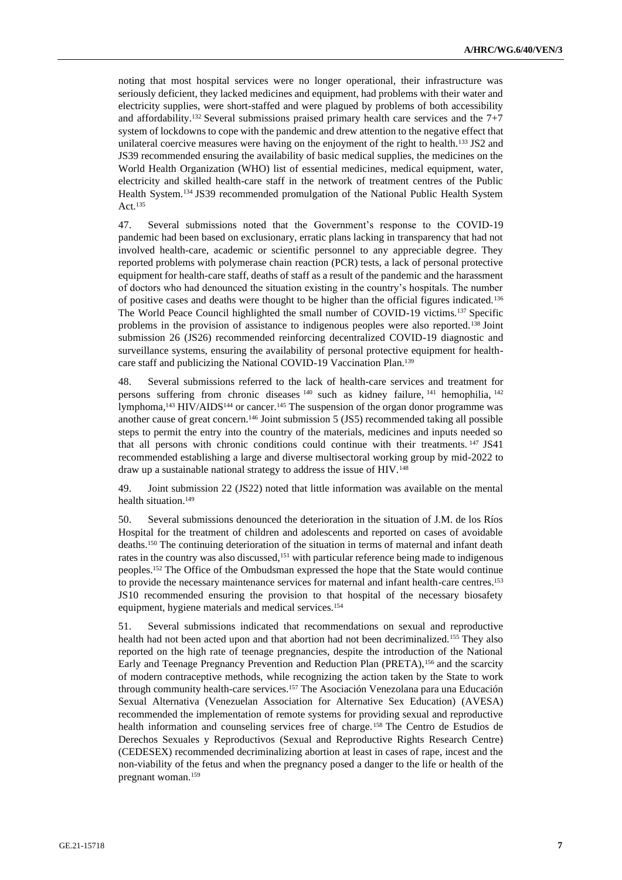noting that most hospital services were no longer operational, their infrastructure was seriously deficient, they lacked medicines and equipment, had problems with their water and electricity supplies, were short-staffed and were plagued by problems of both accessibility and affordability.[132] Several submissions praised primary health care services and the 7+7 system of lockdowns to cope with the pandemic and drew attention to the negative effect that unilateral coercive measures were having on the enjoyment of the right to health.[133] JS2 and JS39 recommended ensuring the availability of basic medical supplies, the medicines on the World Health Organization (WHO) list of essential medicines, medical equipment, water, electricity and skilled health-care staff in the network of treatment centres of the Public Health System.[134] JS39 recommended promulgation of the National Public Health System Act.[135]

47. Several submissions noted that the Government's response to the COVID-19 pandemic had been based on exclusionary, erratic plans lacking in transparency that had not involved health-care, academic or scientific personnel to any appreciable degree. They reported problems with polymerase chain reaction (PCR) tests, a lack of personal protective equipment for health-care staff, deaths of staff as a result of the pandemic and the harassment of doctors who had denounced the situation existing in the country's hospitals. The number of positive cases and deaths were thought to be higher than the official figures indicated.[136] The World Peace Council highlighted the small number of COVID-19 victims.[137] Specific problems in the provision of assistance to indigenous peoples were also reported.[138] Joint submission 26 (JS26) recommended reinforcing decentralized COVID-19 diagnostic and surveillance systems, ensuring the availability of personal protective equipment for health-care staff and publicizing the National COVID-19 Vaccination Plan.[139]

48. Several submissions referred to the lack of health-care services and treatment for persons suffering from chronic diseases[140] such as kidney failure,[141] hemophilia,[142] lymphoma,[143] HIV/AIDS[144] or cancer.[145] The suspension of the organ donor programme was another cause of great concern.[146] Joint submission 5 (JS5) recommended taking all possible steps to permit the entry into the country of the materials, medicines and inputs needed so that all persons with chronic conditions could continue with their treatments.[147] JS41 recommended establishing a large and diverse multisectoral working group by mid-2022 to draw up a sustainable national strategy to address the issue of HIV.[148]

49. Joint submission 22 (JS22) noted that little information was available on the mental health situation.[149]

50. Several submissions denounced the deterioration in the situation of J.M. de los Ríos Hospital for the treatment of children and adolescents and reported on cases of avoidable deaths.[150] The continuing deterioration of the situation in terms of maternal and infant death rates in the country was also discussed,[151] with particular reference being made to indigenous peoples.[152] The Office of the Ombudsman expressed the hope that the State would continue to provide the necessary maintenance services for maternal and infant health-care centres.[153] JS10 recommended ensuring the provision to that hospital of the necessary biosafety equipment, hygiene materials and medical services.[154]

51. Several submissions indicated that recommendations on sexual and reproductive health had not been acted upon and that abortion had not been decriminalized.[155] They also reported on the high rate of teenage pregnancies, despite the introduction of the National Early and Teenage Pregnancy Prevention and Reduction Plan (PRETA),[156] and the scarcity of modern contraceptive methods, while recognizing the action taken by the State to work through community health-care services.[157] The Asociación Venezolana para una Educación Sexual Alternativa (Venezuelan Association for Alternative Sex Education) (AVESA) recommended the implementation of remote systems for providing sexual and reproductive health information and counseling services free of charge.[158] The Centro de Estudios de Derechos Sexuales y Reproductivos (Sexual and Reproductive Rights Research Centre) (CEDESEX) recommended decriminalizing abortion at least in cases of rape, incest and the non-viability of the fetus and when the pregnancy posed a danger to the life or health of the pregnant woman.[159]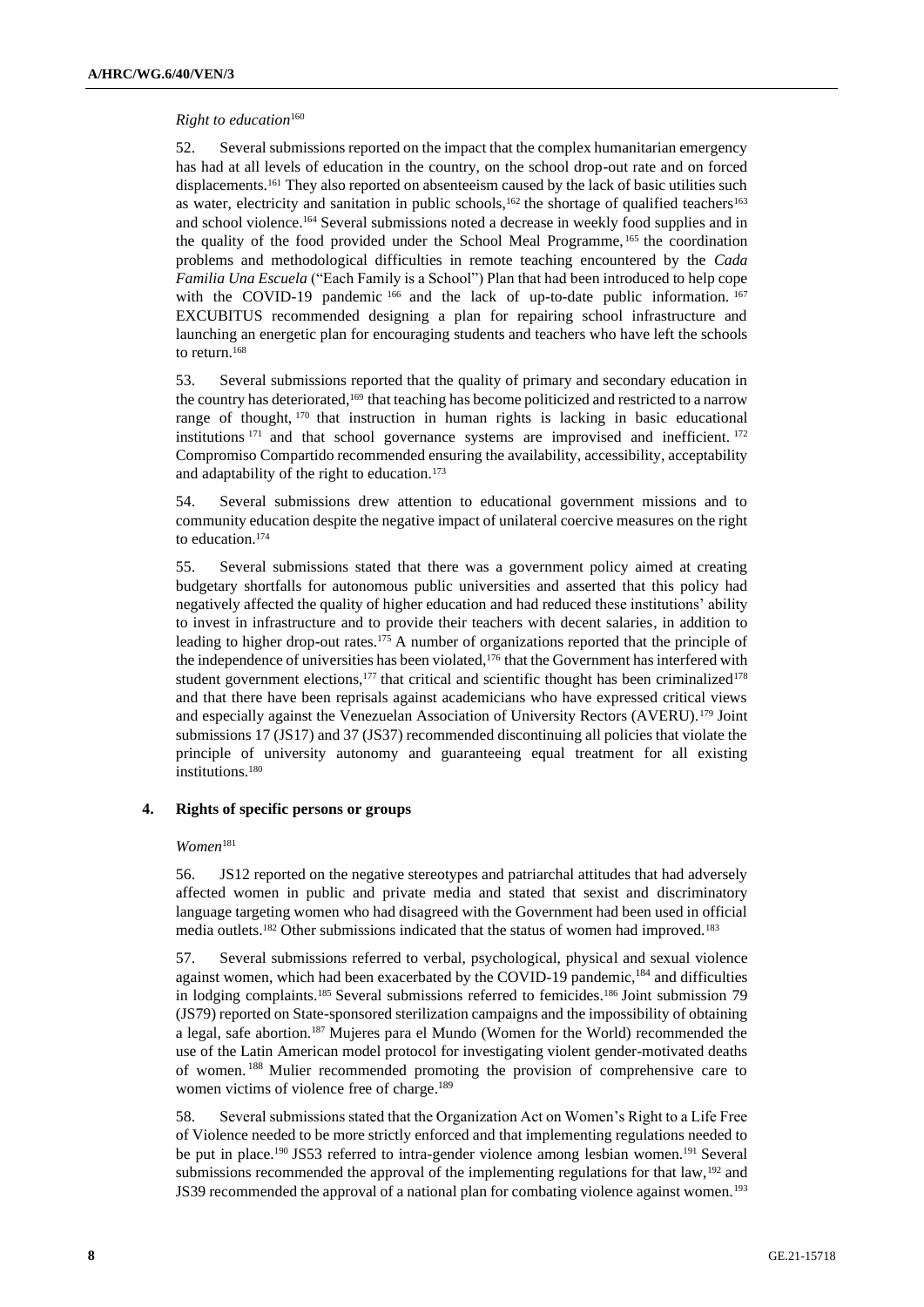*Right to education*[160]

52. Several submissions reported on the impact that the complex humanitarian emergency has had at all levels of education in the country, on the school drop-out rate and on forced displacements.[161] They also reported on absenteeism caused by the lack of basic utilities such as water, electricity and sanitation in public schools,[162] the shortage of qualified teachers[163] and school violence.[164] Several submissions noted a decrease in weekly food supplies and in the quality of the food provided under the School Meal Programme,[165] the coordination problems and methodological difficulties in remote teaching encountered by the *Cada Familia Una Escuela* ("Each Family is a School") Plan that had been introduced to help cope with the COVID-19 pandemic[166] and the lack of up-to-date public information.[167] EXCUBITUS recommended designing a plan for repairing school infrastructure and launching an energetic plan for encouraging students and teachers who have left the schools to return.[168]

53. Several submissions reported that the quality of primary and secondary education in the country has deteriorated,[169] that teaching has become politicized and restricted to a narrow range of thought,[170] that instruction in human rights is lacking in basic educational institutions[171] and that school governance systems are improvised and inefficient.[172] Compromiso Compartido recommended ensuring the availability, accessibility, acceptability and adaptability of the right to education.[173]

54. Several submissions drew attention to educational government missions and to community education despite the negative impact of unilateral coercive measures on the right to education.[174]

55. Several submissions stated that there was a government policy aimed at creating budgetary shortfalls for autonomous public universities and asserted that this policy had negatively affected the quality of higher education and had reduced these institutions' ability to invest in infrastructure and to provide their teachers with decent salaries, in addition to leading to higher drop-out rates.[175] A number of organizations reported that the principle of the independence of universities has been violated,[176] that the Government has interfered with student government elections,[177] that critical and scientific thought has been criminalized[178] and that there have been reprisals against academicians who have expressed critical views and especially against the Venezuelan Association of University Rectors (AVERU).[179] Joint submissions 17 (JS17) and 37 (JS37) recommended discontinuing all policies that violate the principle of university autonomy and guaranteeing equal treatment for all existing institutions.[180]

### 4. Rights of specific persons or groups

*Women*[181]

56. JS12 reported on the negative stereotypes and patriarchal attitudes that had adversely affected women in public and private media and stated that sexist and discriminatory language targeting women who had disagreed with the Government had been used in official media outlets.[182] Other submissions indicated that the status of women had improved.[183]

57. Several submissions referred to verbal, psychological, physical and sexual violence against women, which had been exacerbated by the COVID-19 pandemic,[184] and difficulties in lodging complaints.[185] Several submissions referred to femicides.[186] Joint submission 79 (JS79) reported on State-sponsored sterilization campaigns and the impossibility of obtaining a legal, safe abortion.[187] Mujeres para el Mundo (Women for the World) recommended the use of the Latin American model protocol for investigating violent gender-motivated deaths of women.[188] Mulier recommended promoting the provision of comprehensive care to women victims of violence free of charge.[189]

58. Several submissions stated that the Organization Act on Women's Right to a Life Free of Violence needed to be more strictly enforced and that implementing regulations needed to be put in place.[190] JS53 referred to intra-gender violence among lesbian women.[191] Several submissions recommended the approval of the implementing regulations for that law,[192] and JS39 recommended the approval of a national plan for combating violence against women.[193]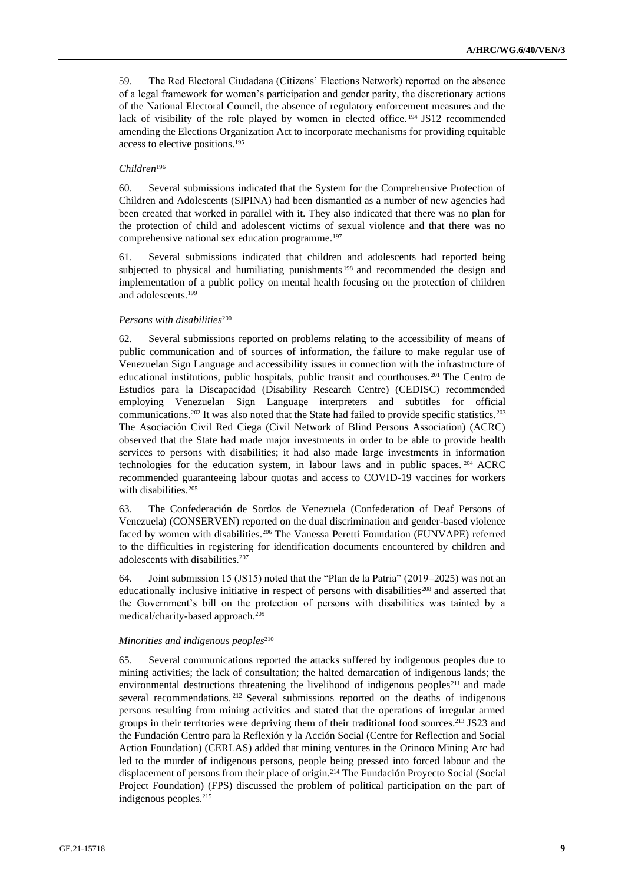59. The Red Electoral Ciudadana (Citizens' Elections Network) reported on the absence of a legal framework for women's participation and gender parity, the discretionary actions of the National Electoral Council, the absence of regulatory enforcement measures and the lack of visibility of the role played by women in elected office.[194] JS12 recommended amending the Elections Organization Act to incorporate mechanisms for providing equitable access to elective positions.[195]

*Children*[196]

60. Several submissions indicated that the System for the Comprehensive Protection of Children and Adolescents (SIPINA) had been dismantled as a number of new agencies had been created that worked in parallel with it. They also indicated that there was no plan for the protection of child and adolescent victims of sexual violence and that there was no comprehensive national sex education programme.[197]

61. Several submissions indicated that children and adolescents had reported being subjected to physical and humiliating punishments[198] and recommended the design and implementation of a public policy on mental health focusing on the protection of children and adolescents.[199]

*Persons with disabilities*[200]

62. Several submissions reported on problems relating to the accessibility of means of public communication and of sources of information, the failure to make regular use of Venezuelan Sign Language and accessibility issues in connection with the infrastructure of educational institutions, public hospitals, public transit and courthouses.[201] The Centro de Estudios para la Discapacidad (Disability Research Centre) (CEDISC) recommended employing Venezuelan Sign Language interpreters and subtitles for official communications.[202] It was also noted that the State had failed to provide specific statistics.[203] The Asociación Civil Red Ciega (Civil Network of Blind Persons Association) (ACRC) observed that the State had made major investments in order to be able to provide health services to persons with disabilities; it had also made large investments in information technologies for the education system, in labour laws and in public spaces.[204] ACRC recommended guaranteeing labour quotas and access to COVID-19 vaccines for workers with disabilities.[205]

63. The Confederación de Sordos de Venezuela (Confederation of Deaf Persons of Venezuela) (CONSERVEN) reported on the dual discrimination and gender-based violence faced by women with disabilities.[206] The Vanessa Peretti Foundation (FUNVAPE) referred to the difficulties in registering for identification documents encountered by children and adolescents with disabilities.[207]

64. Joint submission 15 (JS15) noted that the "Plan de la Patria" (2019–2025) was not an educationally inclusive initiative in respect of persons with disabilities[208] and asserted that the Government's bill on the protection of persons with disabilities was tainted by a medical/charity-based approach.[209]

*Minorities and indigenous peoples*[210]

65. Several communications reported the attacks suffered by indigenous peoples due to mining activities; the lack of consultation; the halted demarcation of indigenous lands; the environmental destructions threatening the livelihood of indigenous peoples[211] and made several recommendations.[212] Several submissions reported on the deaths of indigenous persons resulting from mining activities and stated that the operations of irregular armed groups in their territories were depriving them of their traditional food sources.[213] JS23 and the Fundación Centro para la Reflexión y la Acción Social (Centre for Reflection and Social Action Foundation) (CERLAS) added that mining ventures in the Orinoco Mining Arc had led to the murder of indigenous persons, people being pressed into forced labour and the displacement of persons from their place of origin.[214] The Fundación Proyecto Social (Social Project Foundation) (FPS) discussed the problem of political participation on the part of indigenous peoples.[215]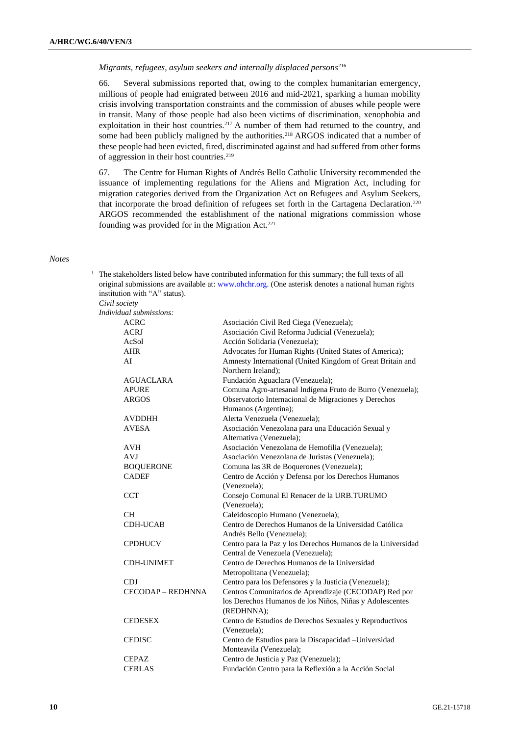*Migrants, refugees, asylum seekers and internally displaced persons*[216]

66. Several submissions reported that, owing to the complex humanitarian emergency, millions of people had emigrated between 2016 and mid-2021, sparking a human mobility crisis involving transportation constraints and the commission of abuses while people were in transit. Many of those people had also been victims of discrimination, xenophobia and exploitation in their host countries.[217] A number of them had returned to the country, and some had been publicly maligned by the authorities.[218] ARGOS indicated that a number of these people had been evicted, fired, discriminated against and had suffered from other forms of aggression in their host countries.[219]

67. The Centre for Human Rights of Andrés Bello Catholic University recommended the issuance of implementing regulations for the Aliens and Migration Act, including for migration categories derived from the Organization Act on Refugees and Asylum Seekers, that incorporate the broad definition of refugees set forth in the Cartagena Declaration.[220] ARGOS recommended the establishment of the national migrations commission whose founding was provided for in the Migration Act.[221]

*Notes*

[1] The stakeholders listed below have contributed information for this summary; the full texts of all original submissions are available at: www.ohchr.org. (One asterisk denotes a national human rights institution with "A" status).

*Civil society*

*Individual submissions:*

| | |
|---|---|
| ACRC | Asociación Civil Red Ciega (Venezuela); |
| ACRJ | Asociación Civil Reforma Judicial (Venezuela); |
| AcSol | Acción Solidaria (Venezuela); |
| AHR | Advocates for Human Rights (United States of America); |
| AI | Amnesty International (United Kingdom of Great Britain and Northern Ireland); |
| AGUACLARA | Fundación Aguaclara (Venezuela); |
| APURE | Comuna Agro-artesanal Indígena Fruto de Burro (Venezuela); |
| ARGOS | Observatorio Internacional de Migraciones y Derechos Humanos (Argentina); |
| AVDDHH | Alerta Venezuela (Venezuela); |
| AVESA | Asociación Venezolana para una Educación Sexual y Alternativa (Venezuela); |
| AVH | Asociación Venezolana de Hemofilia (Venezuela); |
| AVJ | Asociación Venezolana de Juristas (Venezuela); |
| BOQUERONE | Comuna las 3R de Boquerones (Venezuela); |
| CADEF | Centro de Acción y Defensa por los Derechos Humanos (Venezuela); |
| CCT | Consejo Comunal El Renacer de la URB.TURUMO (Venezuela); |
| CH | Caleidoscopio Humano (Venezuela); |
| CDH-UCAB | Centro de Derechos Humanos de la Universidad Católica Andrés Bello (Venezuela); |
| CPDHUCV | Centro para la Paz y los Derechos Humanos de la Universidad Central de Venezuela (Venezuela); |
| CDH-UNIMET | Centro de Derechos Humanos de la Universidad Metropolitana (Venezuela); |
| CDJ | Centro para los Defensores y la Justicia (Venezuela); |
| CECODAP – REDHNNA | Centros Comunitarios de Aprendizaje (CECODAP) Red por los Derechos Humanos de los Niños, Niñas y Adolescentes (REDHNNA); |
| CEDESEX | Centro de Estudios de Derechos Sexuales y Reproductivos (Venezuela); |
| CEDISC | Centro de Estudios para la Discapacidad –Universidad Monteavila (Venezuela); |
| CEPAZ | Centro de Justicia y Paz (Venezuela); |
| CERLAS | Fundación Centro para la Reflexión a la Acción Social |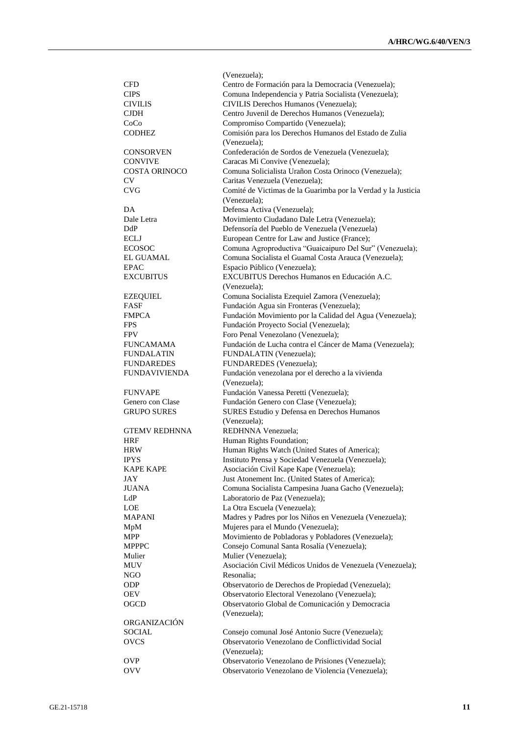| | |
|---|---|
| | (Venezuela); |
| CFD | Centro de Formación para la Democracia (Venezuela); |
| CIPS | Comuna Independencia y Patria Socialista (Venezuela); |
| CIVILIS | CIVILIS Derechos Humanos (Venezuela); |
| CJDH | Centro Juvenil de Derechos Humanos (Venezuela); |
| CoCo | Compromiso Compartido (Venezuela); |
| CODHEZ | Comisión para los Derechos Humanos del Estado de Zulia (Venezuela); |
| CONSORVEN | Confederación de Sordos de Venezuela (Venezuela); |
| CONVIVE | Caracas Mi Convive (Venezuela); |
| COSTA ORINOCO | Comuna Solicialista Urañon Costa Orinoco (Venezuela); |
| CV | Caritas Venezuela (Venezuela); |
| CVG | Comité de Victimas de la Guarimba por la Verdad y la Justicia (Venezuela); |
| DA | Defensa Activa (Venezuela); |
| Dale Letra | Movimiento Ciudadano Dale Letra (Venezuela); |
| DdP | Defensoría del Pueblo de Venezuela (Venezuela) |
| ECLJ | European Centre for Law and Justice (France); |
| ECOSOC | Comuna Agroproductiva "Guaicaipuro Del Sur" (Venezuela); |
| EL GUAMAL | Comuna Socialista el Guamal Costa Arauca (Venezuela); |
| EPAC | Espacio Público (Venezuela); |
| EXCUBITUS | EXCUBITUS Derechos Humanos en Educación A.C. (Venezuela); |
| EZEQUIEL | Comuna Socialista Ezequiel Zamora (Venezuela); |
| FASF | Fundación Agua sin Fronteras (Venezuela); |
| FMPCA | Fundación Movimiento por la Calidad del Agua (Venezuela); |
| FPS | Fundación Proyecto Social (Venezuela); |
| FPV | Foro Penal Venezolano (Venezuela); |
| FUNCAMAMA | Fundación de Lucha contra el Cáncer de Mama (Venezuela); |
| FUNDALATIN | FUNDALATIN (Venezuela); |
| FUNDAREDES | FUNDAREDES (Venezuela); |
| FUNDAVIVIENDA | Fundación venezolana por el derecho a la vivienda (Venezuela); |
| FUNVAPE | Fundación Vanessa Peretti (Venezuela); |
| Genero con Clase | Fundación Genero con Clase (Venezuela); |
| GRUPO SURES | SURES Estudio y Defensa en Derechos Humanos (Venezuela); |
| GTEMV REDHNNA | REDHNNA Venezuela; |
| HRF | Human Rights Foundation; |
| HRW | Human Rights Watch (United States of America); |
| IPYS | Instituto Prensa y Sociedad Venezuela (Venezuela); |
| KAPE KAPE | Asociación Civil Kape Kape (Venezuela); |
| JAY | Just Atonement Inc. (United States of America); |
| JUANA | Comuna Socialista Campesina Juana Gacho (Venezuela); |
| LdP | Laboratorio de Paz (Venezuela); |
| LOE | La Otra Escuela (Venezuela); |
| MAPANI | Madres y Padres por los Niños en Venezuela (Venezuela); |
| MpM | Mujeres para el Mundo (Venezuela); |
| MPP | Movimiento de Pobladoras y Pobladores (Venezuela); |
| MPPPC | Consejo Comunal Santa Rosalía (Venezuela); |
| Mulier | Mulier (Venezuela); |
| MUV | Asociación Civil Médicos Unidos de Venezuela (Venezuela); |
| NGO | Resonalia; |
| ODP | Observatorio de Derechos de Propiedad (Venezuela); |
| OEV | Observatorio Electoral Venezolano (Venezuela); |
| OGCD | Observatorio Global de Comunicación y Democracia (Venezuela); |
| ORGANIZACIÓN SOCIAL | Consejo comunal José Antonio Sucre (Venezuela); |
| OVCS | Observatorio Venezolano de Conflictividad Social (Venezuela); |
| OVP | Observatorio Venezolano de Prisiones (Venezuela); |
| OVV | Observatorio Venezolano de Violencia (Venezuela); |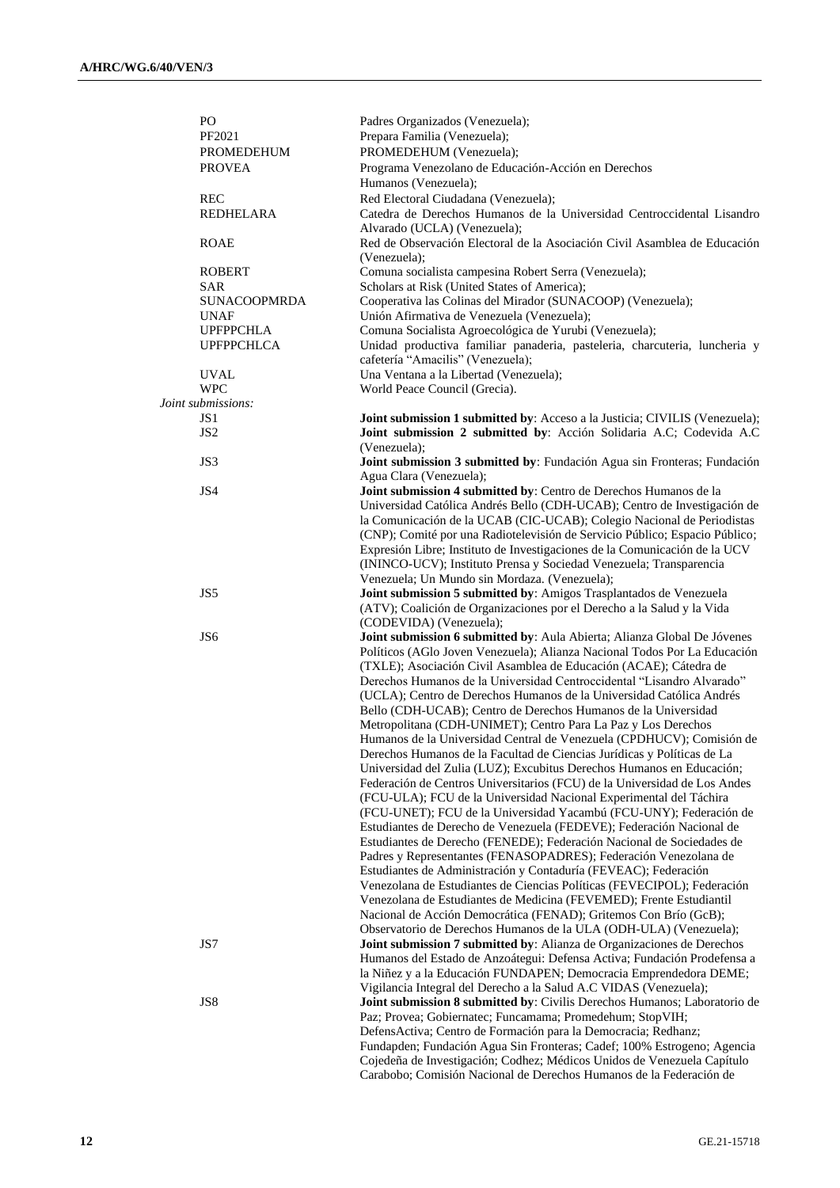| | |
|---|---|
| PO | Padres Organizados (Venezuela); |
| PF2021 | Prepara Familia (Venezuela); |
| PROMEDEHUM | PROMEDEHUM (Venezuela); |
| PROVEA | Programa Venezolano de Educación-Acción en Derechos Humanos (Venezuela); |
| REC | Red Electoral Ciudadana (Venezuela); |
| REDHELARA | Catedra de Derechos Humanos de la Universidad Centroccidental Lisandro Alvarado (UCLA) (Venezuela); |
| ROAE | Red de Observación Electoral de la Asociación Civil Asamblea de Educación (Venezuela); |
| ROBERT | Comuna socialista campesina Robert Serra (Venezuela); |
| SAR | Scholars at Risk (United States of America); |
| SUNACOOPMRDA | Cooperativa las Colinas del Mirador (SUNACOOP) (Venezuela); |
| UNAF | Unión Afirmativa de Venezuela (Venezuela); |
| UPFPPCHLA | Comuna Socialista Agroecológica de Yurubi (Venezuela); |
| UPFPPCHLCA | Unidad productiva familiar panaderia, pasteleria, charcuteria, luncheria y cafetería "Amacilis" (Venezuela); |
| UVAL | Una Ventana a la Libertad (Venezuela); |
| WPC | World Peace Council (Grecia). |

*Joint submissions:*

| | |
|---|---|
| JS1 | **Joint submission 1 submitted by**: Acceso a la Justicia; CIVILIS (Venezuela); |
| JS2 | **Joint submission 2 submitted by**: Acción Solidaria A.C; Codevida A.C (Venezuela); |
| JS3 | **Joint submission 3 submitted by**: Fundación Agua sin Fronteras; Fundación Agua Clara (Venezuela); |
| JS4 | **Joint submission 4 submitted by**: Centro de Derechos Humanos de la Universidad Católica Andrés Bello (CDH-UCAB); Centro de Investigación de la Comunicación de la UCAB (CIC-UCAB); Colegio Nacional de Periodistas (CNP); Comité por una Radiotelevisión de Servicio Público; Espacio Público; Expresión Libre; Instituto de Investigaciones de la Comunicación de la UCV (ININCO-UCV); Instituto Prensa y Sociedad Venezuela; Transparencia Venezuela; Un Mundo sin Mordaza. (Venezuela); |
| JS5 | **Joint submission 5 submitted by**: Amigos Trasplantados de Venezuela (ATV); Coalición de Organizaciones por el Derecho a la Salud y la Vida (CODEVIDA) (Venezuela); |
| JS6 | **Joint submission 6 submitted by**: Aula Abierta; Alianza Global De Jóvenes Políticos (AGlo Joven Venezuela); Alianza Nacional Todos Por La Educación (TXLE); Asociación Civil Asamblea de Educación (ACAE); Cátedra de Derechos Humanos de la Universidad Centroccidental "Lisandro Alvarado" (UCLA); Centro de Derechos Humanos de la Universidad Católica Andrés Bello (CDH-UCAB); Centro de Derechos Humanos de la Universidad Metropolitana (CDH-UNIMET); Centro Para La Paz y Los Derechos Humanos de la Universidad Central de Venezuela (CPDHUCV); Comisión de Derechos Humanos de la Facultad de Ciencias Jurídicas y Políticas de La Universidad del Zulia (LUZ); Excubitus Derechos Humanos en Educación; Federación de Centros Universitarios (FCU) de la Universidad de Los Andes (FCU-ULA); FCU de la Universidad Nacional Experimental del Táchira (FCU-UNET); FCU de la Universidad Yacambú (FCU-UNY); Federación de Estudiantes de Derecho de Venezuela (FEDEVE); Federación Nacional de Estudiantes de Derecho (FENEDE); Federación Nacional de Sociedades de Padres y Representantes (FENASOPADRES); Federación Venezolana de Estudiantes de Administración y Contaduría (FEVEAC); Federación Venezolana de Estudiantes de Ciencias Políticas (FEVECIPOL); Federación Venezolana de Estudiantes de Medicina (FEVEMED); Frente Estudiantil Nacional de Acción Democrática (FENAD); Gritemos Con Brío (GcB); Observatorio de Derechos Humanos de la ULA (ODH-ULA) (Venezuela); |
| JS7 | **Joint submission 7 submitted by**: Alianza de Organizaciones de Derechos Humanos del Estado de Anzoátegui: Defensa Activa; Fundación Prodefensa a la Niñez y a la Educación FUNDAPEN; Democracia Emprendedora DEME; Vigilancia Integral del Derecho a la Salud A.C VIDAS (Venezuela); |
| JS8 | **Joint submission 8 submitted by**: Civilis Derechos Humanos; Laboratorio de Paz; Provea; Gobiernatec; Funcamama; Promedehum; StopVIH; DefensActiva; Centro de Formación para la Democracia; Redhanz; Fundapden; Fundación Agua Sin Fronteras; Cadef; 100% Estrogeno; Agencia Cojedeña de Investigación; Codhez; Médicos Unidos de Venezuela Capítulo Carabobo; Comisión Nacional de Derechos Humanos de la Federación de |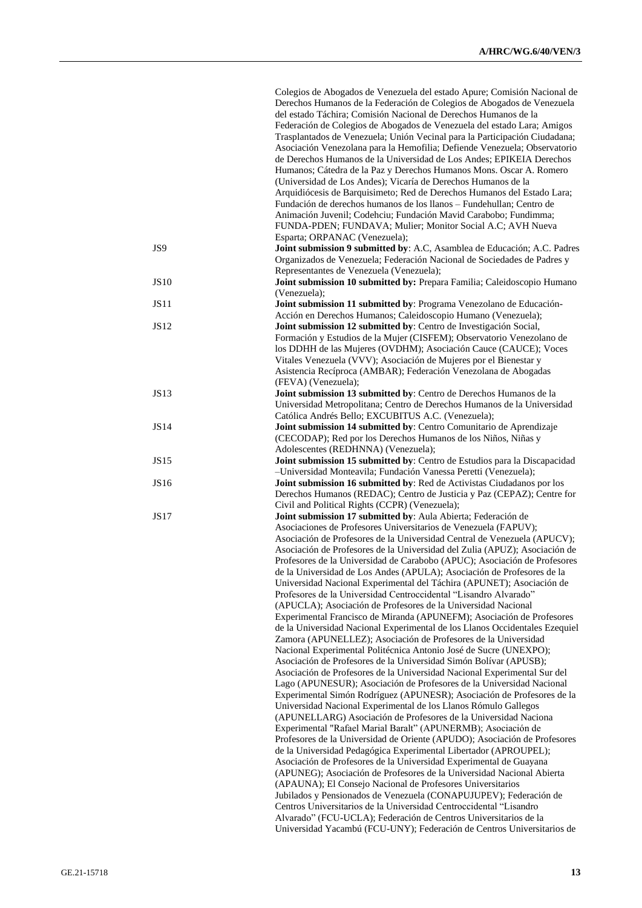Colegios de Abogados de Venezuela del estado Apure; Comisión Nacional de Derechos Humanos de la Federación de Colegios de Abogados de Venezuela del estado Táchira; Comisión Nacional de Derechos Humanos de la Federación de Colegios de Abogados de Venezuela del estado Lara; Amigos Trasplantados de Venezuela; Unión Vecinal para la Participación Ciudadana; Asociación Venezolana para la Hemofilia; Defiende Venezuela; Observatorio de Derechos Humanos de la Universidad de Los Andes; EPIKEIA Derechos Humanos; Cátedra de la Paz y Derechos Humanos Mons. Oscar A. Romero (Universidad de Los Andes); Vicaría de Derechos Humanos de la Arquidiócesis de Barquisimeto; Red de Derechos Humanos del Estado Lara; Fundación de derechos humanos de los llanos – Fundehullan; Centro de Animación Juvenil; Codehciu; Fundación Mavid Carabobo; Fundimma; FUNDA-PDEN; FUNDAVA; Mulier; Monitor Social A.C; AVH Nueva Esparta; ORPANAC (Venezuela);

| | |
|---|---|
| JS9 | **Joint submission 9 submitted by**: A.C, Asamblea de Educación; A.C. Padres Organizados de Venezuela; Federación Nacional de Sociedades de Padres y Representantes de Venezuela (Venezuela); |
| JS10 | **Joint submission 10 submitted by:** Prepara Familia; Caleidoscopio Humano (Venezuela); |
| JS11 | **Joint submission 11 submitted by**: Programa Venezolano de Educación-Acción en Derechos Humanos; Caleidoscopio Humano (Venezuela); |
| JS12 | **Joint submission 12 submitted by**: Centro de Investigación Social, Formación y Estudios de la Mujer (CISFEM); Observatorio Venezolano de los DDHH de las Mujeres (OVDHM); Asociación Cauce (CAUCE); Voces Vitales Venezuela (VVV); Asociación de Mujeres por el Bienestar y Asistencia Recíproca (AMBAR); Federación Venezolana de Abogadas (FEVA) (Venezuela); |
| JS13 | **Joint submission 13 submitted by**: Centro de Derechos Humanos de la Universidad Metropolitana; Centro de Derechos Humanos de la Universidad Católica Andrés Bello; EXCUBITUS A.C. (Venezuela); |
| JS14 | **Joint submission 14 submitted by**: Centro Comunitario de Aprendizaje (CECODAP); Red por los Derechos Humanos de los Niños, Niñas y Adolescentes (REDHNNA) (Venezuela); |
| JS15 | **Joint submission 15 submitted by**: Centro de Estudios para la Discapacidad –Universidad Monteavila; Fundación Vanessa Peretti (Venezuela); |
| JS16 | **Joint submission 16 submitted by**: Red de Activistas Ciudadanos por los Derechos Humanos (REDAC); Centro de Justicia y Paz (CEPAZ); Centre for Civil and Political Rights (CCPR) (Venezuela); |
| JS17 | **Joint submission 17 submitted by**: Aula Abierta; Federación de Asociaciones de Profesores Universitarios de Venezuela (FAPUV); Asociación de Profesores de la Universidad Central de Venezuela (APUCV); Asociación de Profesores de la Universidad del Zulia (APUZ); Asociación de Profesores de la Universidad de Carabobo (APUC); Asociación de Profesores de la Universidad de Los Andes (APULA); Asociación de Profesores de la Universidad Nacional Experimental del Táchira (APUNET); Asociación de Profesores de la Universidad Centroccidental "Lisandro Alvarado" (APUCLA); Asociación de Profesores de la Universidad Nacional Experimental Francisco de Miranda (APUNEFM); Asociación de Profesores de la Universidad Nacional Experimental de los Llanos Occidentales Ezequiel Zamora (APUNELLEZ); Asociación de Profesores de la Universidad Nacional Experimental Politécnica Antonio José de Sucre (UNEXPO); Asociación de Profesores de la Universidad Simón Bolívar (APUSB); Asociación de Profesores de la Universidad Nacional Experimental Sur del Lago (APUNESUR); Asociación de Profesores de la Universidad Nacional Experimental Simón Rodríguez (APUNESR); Asociación de Profesores de la Universidad Nacional Experimental de los Llanos Rómulo Gallegos (APUNELLARG) Asociación de Profesores de la Universidad Naciona Experimental "Rafael Marial Baralt" (APUNERMB); Asociación de Profesores de la Universidad de Oriente (APUDO); Asociación de Profesores de la Universidad Pedagógica Experimental Libertador (APROUPEL); Asociación de Profesores de la Universidad Experimental de Guayana (APUNEG); Asociación de Profesores de la Universidad Nacional Abierta (APAUNA); El Consejo Nacional de Profesores Universitarios Jubilados y Pensionados de Venezuela (CONAPUJUPEV); Federación de Centros Universitarios de la Universidad Centroccidental "Lisandro Alvarado" (FCU-UCLA); Federación de Centros Universitarios de la Universidad Yacambú (FCU-UNY); Federación de Centros Universitarios de |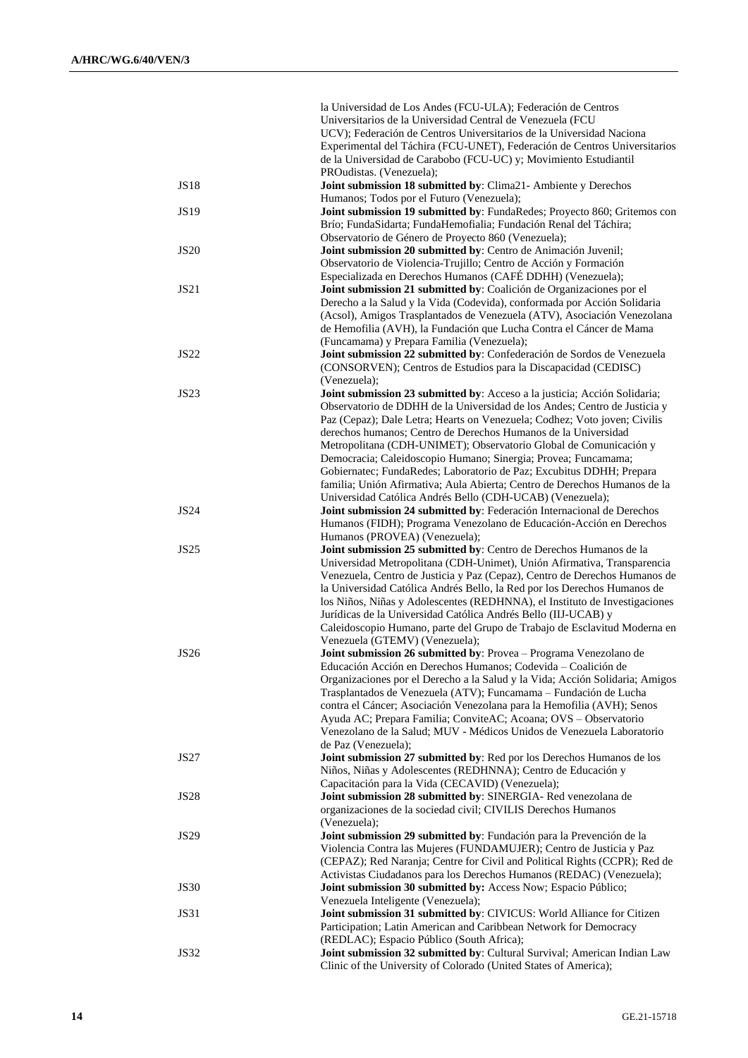la Universidad de Los Andes (FCU-ULA); Federación de Centros Universitarios de la Universidad Central de Venezuela (FCU UCV); Federación de Centros Universitarios de la Universidad Naciona Experimental del Táchira (FCU-UNET), Federación de Centros Universitarios de la Universidad de Carabobo (FCU-UC) y; Movimiento Estudiantil PROudistas. (Venezuela);

| | |
|---|---|
| JS18 | **Joint submission 18 submitted by**: Clima21- Ambiente y Derechos Humanos; Todos por el Futuro (Venezuela); |
| JS19 | **Joint submission 19 submitted by**: FundaRedes; Proyecto 860; Gritemos con Brío; FundaSidarta; FundaHemofialia; Fundación Renal del Táchira; Observatorio de Género de Proyecto 860 (Venezuela); |
| JS20 | **Joint submission 20 submitted by**: Centro de Animación Juvenil; Observatorio de Violencia-Trujillo; Centro de Acción y Formación Especializada en Derechos Humanos (CAFÉ DDHH) (Venezuela); |
| JS21 | **Joint submission 21 submitted by**: Coalición de Organizaciones por el Derecho a la Salud y la Vida (Codevida), conformada por Acción Solidaria (Acsol), Amigos Trasplantados de Venezuela (ATV), Asociación Venezolana de Hemofilia (AVH), la Fundación que Lucha Contra el Cáncer de Mama (Funcamama) y Prepara Familia (Venezuela); |
| JS22 | **Joint submission 22 submitted by**: Confederación de Sordos de Venezuela (CONSORVEN); Centros de Estudios para la Discapacidad (CEDISC) (Venezuela); |
| JS23 | **Joint submission 23 submitted by**: Acceso a la justicia; Acción Solidaria; Observatorio de DDHH de la Universidad de los Andes; Centro de Justicia y Paz (Cepaz); Dale Letra; Hearts on Venezuela; Codhez; Voto joven; Civilis derechos humanos; Centro de Derechos Humanos de la Universidad Metropolitana (CDH-UNIMET); Observatorio Global de Comunicación y Democracia; Caleidoscopio Humano; Sinergia; Provea; Funcamama; Gobiernatec; FundaRedes; Laboratorio de Paz; Excubitus DDHH; Prepara familia; Unión Afirmativa; Aula Abierta; Centro de Derechos Humanos de la Universidad Católica Andrés Bello (CDH-UCAB) (Venezuela); |
| JS24 | **Joint submission 24 submitted by**: Federación Internacional de Derechos Humanos (FIDH); Programa Venezolano de Educación-Acción en Derechos Humanos (PROVEA) (Venezuela); |
| JS25 | **Joint submission 25 submitted by**: Centro de Derechos Humanos de la Universidad Metropolitana (CDH-Unimet), Unión Afirmativa, Transparencia Venezuela, Centro de Justicia y Paz (Cepaz), Centro de Derechos Humanos de la Universidad Católica Andrés Bello, la Red por los Derechos Humanos de los Niños, Niñas y Adolescentes (REDHNNA), el Instituto de Investigaciones Jurídicas de la Universidad Católica Andrés Bello (IIJ-UCAB) y Caleidoscopio Humano, parte del Grupo de Trabajo de Esclavitud Moderna en Venezuela (GTEMV) (Venezuela); |
| JS26 | **Joint submission 26 submitted by**: Provea – Programa Venezolano de Educación Acción en Derechos Humanos; Codevida – Coalición de Organizaciones por el Derecho a la Salud y la Vida; Acción Solidaria; Amigos Trasplantados de Venezuela (ATV); Funcamama – Fundación de Lucha contra el Cáncer; Asociación Venezolana para la Hemofilia (AVH); Senos Ayuda AC; Prepara Familia; ConviteAC; Acoana; OVS – Observatorio Venezolano de la Salud; MUV - Médicos Unidos de Venezuela Laboratorio de Paz (Venezuela); |
| JS27 | **Joint submission 27 submitted by**: Red por los Derechos Humanos de los Niños, Niñas y Adolescentes (REDHNNA); Centro de Educación y Capacitación para la Vida (CECAVID) (Venezuela); |
| JS28 | **Joint submission 28 submitted by**: SINERGIA- Red venezolana de organizaciones de la sociedad civil; CIVILIS Derechos Humanos (Venezuela); |
| JS29 | **Joint submission 29 submitted by**: Fundación para la Prevención de la Violencia Contra las Mujeres (FUNDAMUJER); Centro de Justicia y Paz (CEPAZ); Red Naranja; Centre for Civil and Political Rights (CCPR); Red de Activistas Ciudadanos para los Derechos Humanos (REDAC) (Venezuela); |
| JS30 | **Joint submission 30 submitted by**: Access Now; Espacio Público; Venezuela Inteligente (Venezuela); |
| JS31 | **Joint submission 31 submitted by**: CIVICUS: World Alliance for Citizen Participation; Latin American and Caribbean Network for Democracy (REDLAC); Espacio Público (South Africa); |
| JS32 | **Joint submission 32 submitted by**: Cultural Survival; American Indian Law Clinic of the University of Colorado (United States of America); |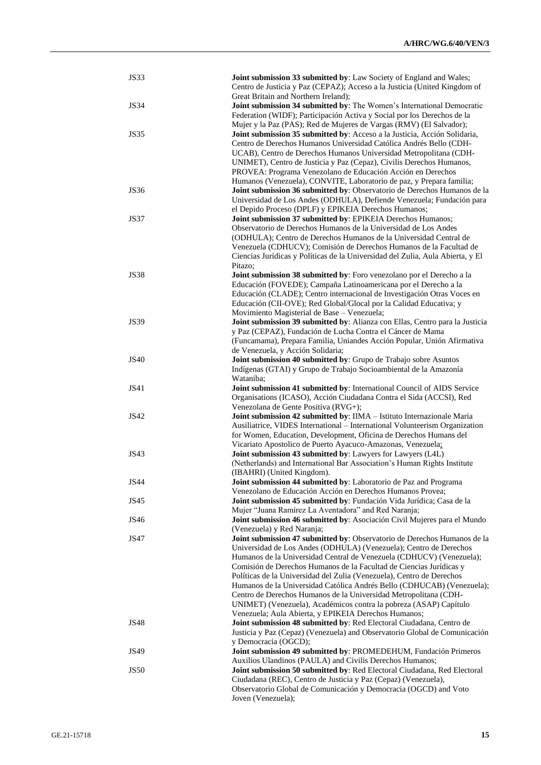| | |
|---|---|
| JS33 | **Joint submission 33 submitted by**: Law Society of England and Wales; Centro de Justicia y Paz (CEPAZ); Acceso a la Justicia (United Kingdom of Great Britain and Northern Ireland); |
| JS34 | **Joint submission 34 submitted by**: The Women's International Democratic Federation (WIDF); Participación Activa y Social por los Derechos de la Mujer y la Paz (PAS); Red de Mujeres de Vargas (RMV) (El Salvador); |
| JS35 | **Joint submission 35 submitted by**: Acceso a la Justicia, Acción Solidaria, Centro de Derechos Humanos Universidad Católica Andrés Bello (CDH-UCAB), Centro de Derechos Humanos Universidad Metropolitana (CDH-UNIMET), Centro de Justicia y Paz (Cepaz), Civilis Derechos Humanos, PROVEA: Programa Venezolano de Educación Acción en Derechos Humanos (Venezuela), CONVITE, Laboratorio de paz, y Prepara familia; |
| JS36 | **Joint submission 36 submitted by**: Observatorio de Derechos Humanos de la Universidad de Los Andes (ODHULA), Defiende Venezuela; Fundación para el Depido Proceso (DPLF) y EPIKEIA Derechos Humanos; |
| JS37 | **Joint submission 37 submitted by**: EPIKEIA Derechos Humanos; Observatorio de Derechos Humanos de la Universidad de Los Andes (ODHULA); Centro de Derechos Humanos de la Universidad Central de Venezuela (CDHUCV); Comisión de Derechos Humanos de la Facultad de Ciencias Jurídicas y Políticas de la Universidad del Zulia, Aula Abierta, y El Pitazo; |
| JS38 | **Joint submission 38 submitted by**: Foro venezolano por el Derecho a la Educación (FOVEDE); Campaña Latinoamericana por el Derecho a la Educación (CLADE); Centro internacional de Investigación Otras Voces en Educación (CII-OVE); Red Global/Glocal por la Calidad Educativa; y Movimiento Magisterial de Base – Venezuela; |
| JS39 | **Joint submission 39 submitted by**: Alianza con Ellas, Centro para la Justicia y Paz (CEPAZ), Fundación de Lucha Contra el Cáncer de Mama (Funcamama), Prepara Familia, Uniandes Acción Popular, Unión Afirmativa de Venezuela, y Acción Solidaria; |
| JS40 | **Joint submission 40 submitted by**: Grupo de Trabajo sobre Asuntos Indígenas (GTAI) y Grupo de Trabajo Socioambiental de la Amazonía Wataniba; |
| JS41 | **Joint submission 41 submitted by**: International Council of AIDS Service Organisations (ICASO), Acción Ciudadana Contra el Sida (ACCSI), Red Venezolana de Gente Positiva (RVG+); |
| JS42 | **Joint submission 42 submitted by**: IIMA – Istituto Internazionale Maria Ausiliatrice, VIDES International – International Volunteerism Organization for Women, Education, Development, Oficina de Derechos Humans del Vicariato Apostolico de Puerto Ayacuco-Amazonas, Venezuela; |
| JS43 | **Joint submission 43 submitted by**: Lawyers for Lawyers (L4L) (Netherlands) and International Bar Association's Human Rights Institute (IBAHRI) (United Kingdom). |
| JS44 | **Joint submission 44 submitted by**: Laboratorio de Paz and Programa Venezolano de Educación Acción en Derechos Humanos Provea; |
| JS45 | **Joint submission 45 submitted by**: Fundación Vida Jurídica; Casa de la Mujer "Juana Ramírez La Aventadora" and Red Naranja; |
| JS46 | **Joint submission 46 submitted by**: Asociación Civil Mujeres para el Mundo (Venezuela) y Red Naranja; |
| JS47 | **Joint submission 47 submitted by**: Observatorio de Derechos Humanos de la Universidad de Los Andes (ODHULA) (Venezuela); Centro de Derechos Humanos de la Universidad Central de Venezuela (CDHUCV) (Venezuela); Comisión de Derechos Humanos de la Facultad de Ciencias Jurídicas y Políticas de la Universidad del Zulia (Venezuela), Centro de Derechos Humanos de la Universidad Católica Andrés Bello (CDHUCAB) (Venezuela); Centro de Derechos Humanos de la Universidad Metropolitana (CDH-UNIMET) (Venezuela), Académicos contra la pobreza (ASAP) Capítulo Venezuela; Aula Abierta, y EPIKEIA Derechos Humanos; |
| JS48 | **Joint submission 48 submitted by**: Red Electoral Ciudadana, Centro de Justicia y Paz (Cepaz) (Venezuela) and Observatorio Global de Comunicación y Democracia (OGCD); |
| JS49 | **Joint submission 49 submitted by**: PROMEDEHUM, Fundación Primeros Auxilios Ulandinos (PAULA) and Civilis Derechos Humanos; |
| JS50 | **Joint submission 50 submitted by**: Red Electoral Ciudadana, Red Electoral Ciudadana (REC), Centro de Justicia y Paz (Cepaz) (Venezuela), Observatorio Global de Comunicación y Democracia (OGCD) and Voto Joven (Venezuela); |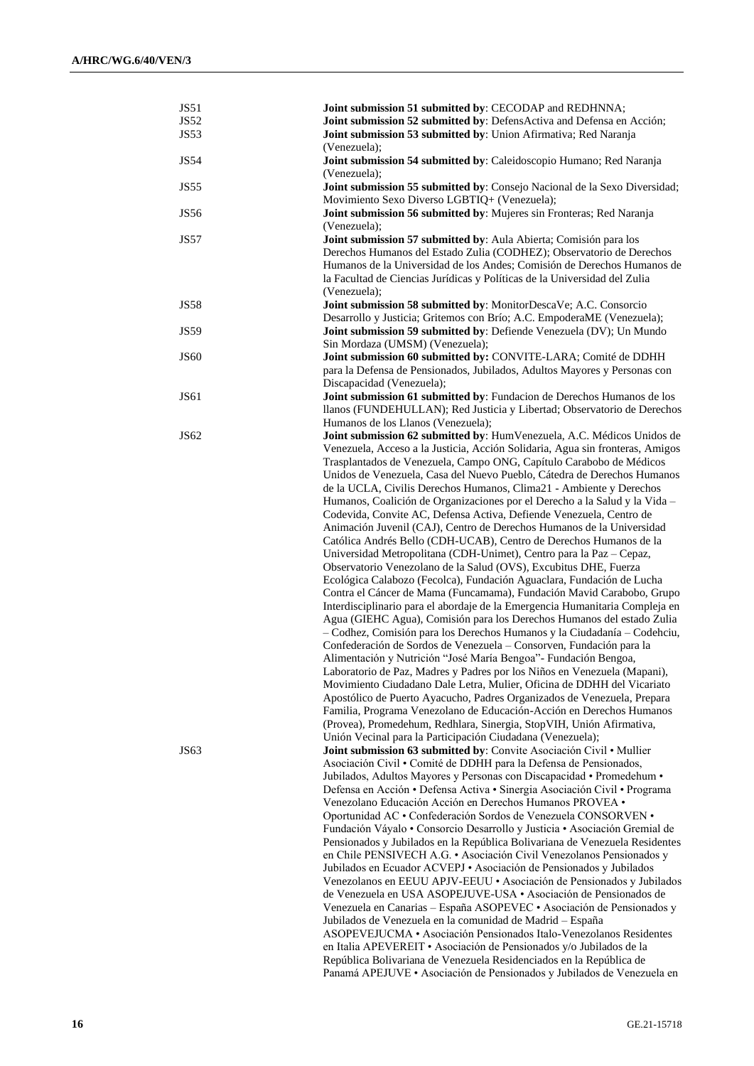| | |
|---|---|
| JS51 | **Joint submission 51 submitted by**: CECODAP and REDHNNA; |
| JS52 | **Joint submission 52 submitted by**: DefensActiva and Defensa en Acción; |
| JS53 | **Joint submission 53 submitted by**: Union Afirmativa; Red Naranja (Venezuela); |
| JS54 | **Joint submission 54 submitted by**: Caleidoscopio Humano; Red Naranja (Venezuela); |
| JS55 | **Joint submission 55 submitted by**: Consejo Nacional de la Sexo Diversidad; Movimiento Sexo Diverso LGBTIQ+ (Venezuela); |
| JS56 | **Joint submission 56 submitted by**: Mujeres sin Fronteras; Red Naranja (Venezuela); |
| JS57 | **Joint submission 57 submitted by**: Aula Abierta; Comisión para los Derechos Humanos del Estado Zulia (CODHEZ); Observatorio de Derechos Humanos de la Universidad de los Andes; Comisión de Derechos Humanos de la Facultad de Ciencias Jurídicas y Políticas de la Universidad del Zulia (Venezuela); |
| JS58 | **Joint submission 58 submitted by**: MonitorDescaVe; A.C. Consorcio Desarrollo y Justicia; Gritemos con Brío; A.C. EmpoderaME (Venezuela); |
| JS59 | **Joint submission 59 submitted by**: Defiende Venezuela (DV); Un Mundo Sin Mordaza (UMSM) (Venezuela); |
| JS60 | **Joint submission 60 submitted by:** CONVITE-LARA; Comité de DDHH para la Defensa de Pensionados, Jubilados, Adultos Mayores y Personas con Discapacidad (Venezuela); |
| JS61 | **Joint submission 61 submitted by**: Fundacion de Derechos Humanos de los llanos (FUNDEHULLAN); Red Justicia y Libertad; Observatorio de Derechos Humanos de los Llanos (Venezuela); |
| JS62 | **Joint submission 62 submitted by**: HumVenezuela, A.C. Médicos Unidos de Venezuela, Acceso a la Justicia, Acción Solidaria, Agua sin fronteras, Amigos Trasplantados de Venezuela, Campo ONG, Capítulo Carabobo de Médicos Unidos de Venezuela, Casa del Nuevo Pueblo, Cátedra de Derechos Humanos de la UCLA, Civilis Derechos Humanos, Clima21 - Ambiente y Derechos Humanos, Coalición de Organizaciones por el Derecho a la Salud y la Vida – Codevida, Convite AC, Defensa Activa, Defiende Venezuela, Centro de Animación Juvenil (CAJ), Centro de Derechos Humanos de la Universidad Católica Andrés Bello (CDH-UCAB), Centro de Derechos Humanos de la Universidad Metropolitana (CDH-Unimet), Centro para la Paz – Cepaz, Observatorio Venezolano de la Salud (OVS), Excubitus DHE, Fuerza Ecológica Calabozo (Fecolca), Fundación Aguaclara, Fundación de Lucha Contra el Cáncer de Mama (Funcamama), Fundación Mavid Carabobo, Grupo Interdisciplinario para el abordaje de la Emergencia Humanitaria Compleja en Agua (GIEHC Agua), Comisión para los Derechos Humanos del estado Zulia – Codhez, Comisión para los Derechos Humanos y la Ciudadanía – Codehciu, Confederación de Sordos de Venezuela – Consorven, Fundación para la Alimentación y Nutrición "José María Bengoa"- Fundación Bengoa, Laboratorio de Paz, Madres y Padres por los Niños en Venezuela (Mapani), Movimiento Ciudadano Dale Letra, Mulier, Oficina de DDHH del Vicariato Apostólico de Puerto Ayacucho, Padres Organizados de Venezuela, Prepara Familia, Programa Venezolano de Educación-Acción en Derechos Humanos (Provea), Promedehum, Redhlara, Sinergia, StopVIH, Unión Afirmativa, Unión Vecinal para la Participación Ciudadana (Venezuela); |
| JS63 | **Joint submission 63 submitted by**: Convite Asociación Civil • Mullier Asociación Civil • Comité de DDHH para la Defensa de Pensionados, Jubilados, Adultos Mayores y Personas con Discapacidad • Promedehum • Defensa en Acción • Defensa Activa • Sinergia Asociación Civil • Programa Venezolano Educación Acción en Derechos Humanos PROVEA • Oportunidad AC • Confederación Sordos de Venezuela CONSORVEN • Fundación Váyalo • Consorcio Desarrollo y Justicia • Asociación Gremial de Pensionados y Jubilados en la República Bolivariana de Venezuela Residentes en Chile PENSIVECH A.G. • Asociación Civil Venezolanos Pensionados y Jubilados en Ecuador ACVEPJ • Asociación de Pensionados y Jubilados Venezolanos en EEUU APJV-EEUU • Asociación de Pensionados y Jubilados de Venezuela en USA ASOPEJUVE-USA • Asociación de Pensionados de Venezuela en Canarias – España ASOPEVEC • Asociación de Pensionados y Jubilados de Venezuela en la comunidad de Madrid – España ASOPEVEJUCMA • Asociación Pensionados Italo-Venezolanos Residentes en Italia APEVEREIT • Asociación de Pensionados y/o Jubilados de la República Bolivariana de Venezuela Residenciados en la República de Panamá APEJUVE • Asociación de Pensionados y Jubilados de Venezuela en |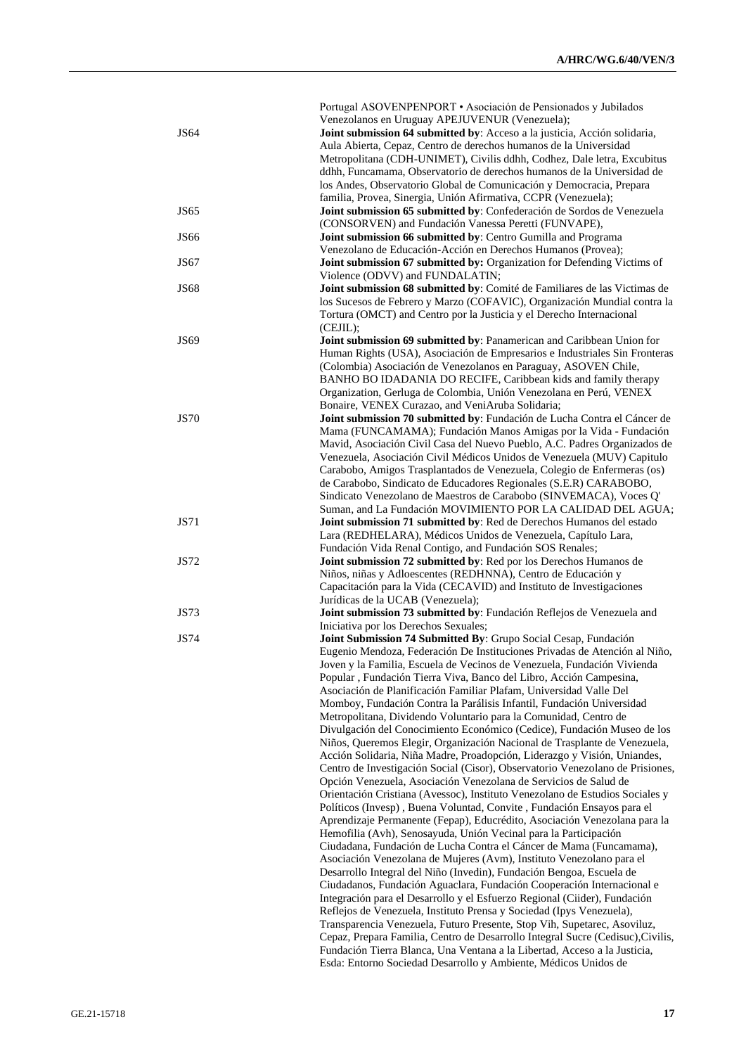| | |
|---|---|
| | Portugal ASOVENPENPORT • Asociación de Pensionados y Jubilados Venezolanos en Uruguay APEJUVENUR (Venezuela); |
| JS64 | **Joint submission 64 submitted by**: Acceso a la justicia, Acción solidaria, Aula Abierta, Cepaz, Centro de derechos humanos de la Universidad Metropolitana (CDH-UNIMET), Civilis ddhh, Codhez, Dale letra, Excubitus ddhh, Funcamama, Observatorio de derechos humanos de la Universidad de los Andes, Observatorio Global de Comunicación y Democracia, Prepara familia, Provea, Sinergia, Unión Afirmativa, CCPR (Venezuela); |
| JS65 | **Joint submission 65 submitted by**: Confederación de Sordos de Venezuela (CONSORVEN) and Fundación Vanessa Peretti (FUNVAPE), |
| JS66 | **Joint submission 66 submitted by**: Centro Gumilla and Programa Venezolano de Educación-Acción en Derechos Humanos (Provea); |
| JS67 | **Joint submission 67 submitted by:** Organization for Defending Victims of Violence (ODVV) and FUNDALATIN; |
| JS68 | **Joint submission 68 submitted by**: Comité de Familiares de las Victimas de los Sucesos de Febrero y Marzo (COFAVIC), Organización Mundial contra la Tortura (OMCT) and Centro por la Justicia y el Derecho Internacional (CEJIL); |
| JS69 | **Joint submission 69 submitted by**: Panamerican and Caribbean Union for Human Rights (USA), Asociación de Empresarios e Industriales Sin Fronteras (Colombia) Asociación de Venezolanos en Paraguay, ASOVEN Chile, BANHO BO IDADANIA DO RECIFE, Caribbean kids and family therapy Organization, Gerluga de Colombia, Unión Venezolana en Perú, VENEX Bonaire, VENEX Curazao, and VeniAruba Solidaria; |
| JS70 | **Joint submission 70 submitted by**: Fundación de Lucha Contra el Cáncer de Mama (FUNCAMAMA); Fundación Manos Amigas por la Vida - Fundación Mavid, Asociación Civil Casa del Nuevo Pueblo, A.C. Padres Organizados de Venezuela, Asociación Civil Médicos Unidos de Venezuela (MUV) Capitulo Carabobo, Amigos Trasplantados de Venezuela, Colegio de Enfermeras (os) de Carabobo, Sindicato de Educadores Regionales (S.E.R) CARABOBO, Sindicato Venezolano de Maestros de Carabobo (SINVEMACA), Voces Q' Suman, and La Fundación MOVIMIENTO POR LA CALIDAD DEL AGUA; |
| JS71 | **Joint submission 71 submitted by**: Red de Derechos Humanos del estado Lara (REDHELARA), Médicos Unidos de Venezuela, Capítulo Lara, Fundación Vida Renal Contigo, and Fundación SOS Renales; |
| JS72 | **Joint submission 72 submitted by**: Red por los Derechos Humanos de Niños, niñas y Adloescentes (REDHNNA), Centro de Educación y Capacitación para la Vida (CECAVID) and Instituto de Investigaciones Jurídicas de la UCAB (Venezuela); |
| JS73 | **Joint submission 73 submitted by**: Fundación Reflejos de Venezuela and Iniciativa por los Derechos Sexuales; |
| JS74 | **Joint Submission 74 Submitted By**: Grupo Social Cesap, Fundación Eugenio Mendoza, Federación De Instituciones Privadas de Atención al Niño, Joven y la Familia, Escuela de Vecinos de Venezuela, Fundación Vivienda Popular , Fundación Tierra Viva, Banco del Libro, Acción Campesina, Asociación de Planificación Familiar Plafam, Universidad Valle Del Momboy, Fundación Contra la Parálisis Infantil, Fundación Universidad Metropolitana, Dividendo Voluntario para la Comunidad, Centro de Divulgación del Conocimiento Económico (Cedice), Fundación Museo de los Niños, Queremos Elegir, Organización Nacional de Trasplante de Venezuela, Acción Solidaria, Niña Madre, Proadopción, Liderazgo y Visión, Uniandes, Centro de Investigación Social (Cisor), Observatorio Venezolano de Prisiones, Opción Venezuela, Asociación Venezolana de Servicios de Salud de Orientación Cristiana (Avessoc), Instituto Venezolano de Estudios Sociales y Políticos (Invesp) , Buena Voluntad, Convite , Fundación Ensayos para el Aprendizaje Permanente (Fepap), Educrédito, Asociación Venezolana para la Hemofilia (Avh), Senosayuda, Unión Vecinal para la Participación Ciudadana, Fundación de Lucha Contra el Cáncer de Mama (Funcamama), Asociación Venezolana de Mujeres (Avm), Instituto Venezolano para el Desarrollo Integral del Niño (Invedin), Fundación Bengoa, Escuela de Ciudadanos, Fundación Aguaclara, Fundación Cooperación Internacional e Integración para el Desarrollo y el Esfuerzo Regional (Ciider), Fundación Reflejos de Venezuela, Instituto Prensa y Sociedad (Ipys Venezuela), Transparencia Venezuela, Futuro Presente, Stop Vih, Supetarec, Asoviluz, Cepaz, Prepara Familia, Centro de Desarrollo Integral Sucre (Cedisuc),Civilis, Fundación Tierra Blanca, Una Ventana a la Libertad, Acceso a la Justicia, Esda: Entorno Sociedad Desarrollo y Ambiente, Médicos Unidos de |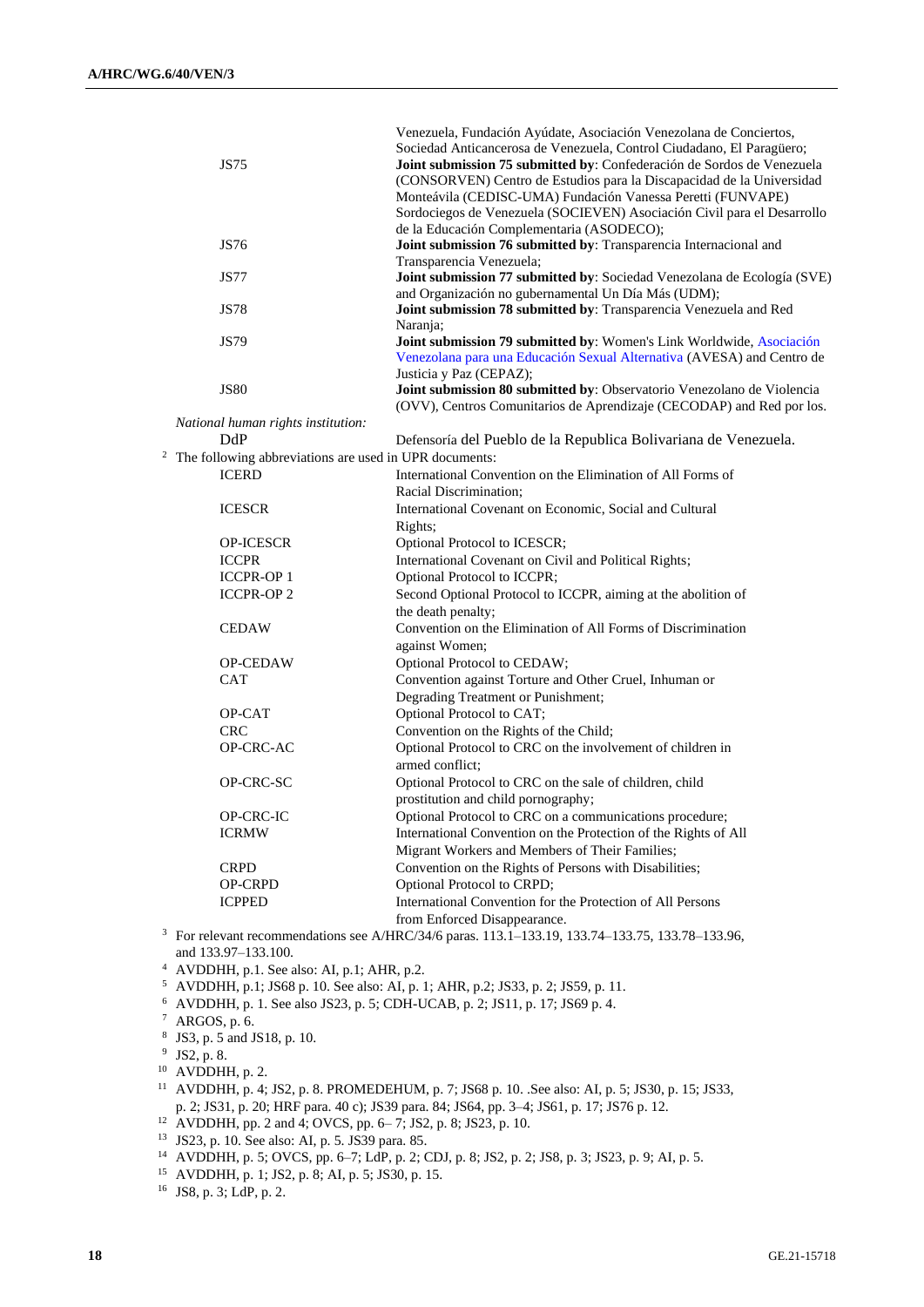| | |
|---|---|
| | Venezuela, Fundación Ayúdate, Asociación Venezolana de Conciertos, Sociedad Anticancerosa de Venezuela, Control Ciudadano, El Paragüero; |
| JS75 | **Joint submission 75 submitted by**: Confederación de Sordos de Venezuela (CONSORVEN) Centro de Estudios para la Discapacidad de la Universidad Monteávila (CEDISC-UMA) Fundación Vanessa Peretti (FUNVAPE) Sordociegos de Venezuela (SOCIEVEN) Asociación Civil para el Desarrollo de la Educación Complementaria (ASODECO); |
| JS76 | **Joint submission 76 submitted by**: Transparencia Internacional and Transparencia Venezuela; |
| JS77 | **Joint submission 77 submitted by**: Sociedad Venezolana de Ecología (SVE) and Organización no gubernamental Un Día Más (UDM); |
| JS78 | **Joint submission 78 submitted by**: Transparencia Venezuela and Red Naranja; |
| JS79 | **Joint submission 79 submitted by**: Women's Link Worldwide, Asociación Venezolana para una Educación Sexual Alternativa (AVESA) and Centro de Justicia y Paz (CEPAZ); |
| JS80 | **Joint submission 80 submitted by**: Observatorio Venezolano de Violencia (OVV), Centros Comunitarios de Aprendizaje (CECODAP) and Red por los. |

*National human rights institution:*

| | |
|---|---|
| DdP | Defensoría del Pueblo de la Republica Bolivariana de Venezuela. |

[2] The following abbreviations are used in UPR documents:

| | |
|---|---|
| ICERD | International Convention on the Elimination of All Forms of Racial Discrimination; |
| ICESCR | International Covenant on Economic, Social and Cultural Rights; |
| OP-ICESCR | Optional Protocol to ICESCR; |
| ICCPR | International Covenant on Civil and Political Rights; |
| ICCPR-OP 1 | Optional Protocol to ICCPR; |
| ICCPR-OP 2 | Second Optional Protocol to ICCPR, aiming at the abolition of the death penalty; |
| CEDAW | Convention on the Elimination of All Forms of Discrimination against Women; |
| OP-CEDAW | Optional Protocol to CEDAW; |
| CAT | Convention against Torture and Other Cruel, Inhuman or Degrading Treatment or Punishment; |
| OP-CAT | Optional Protocol to CAT; |
| CRC | Convention on the Rights of the Child; |
| OP-CRC-AC | Optional Protocol to CRC on the involvement of children in armed conflict; |
| OP-CRC-SC | Optional Protocol to CRC on the sale of children, child prostitution and child pornography; |
| OP-CRC-IC | Optional Protocol to CRC on a communications procedure; |
| ICRMW | International Convention on the Protection of the Rights of All Migrant Workers and Members of Their Families; |
| CRPD | Convention on the Rights of Persons with Disabilities; |
| OP-CRPD | Optional Protocol to CRPD; |
| ICPPED | International Convention for the Protection of All Persons from Enforced Disappearance. |

[3] For relevant recommendations see A/HRC/34/6 paras. 113.1–133.19, 133.74–133.75, 133.78–133.96, and 133.97–133.100.

[4] AVDDHH, p.1. See also: AI, p.1; AHR, p.2.

[5] AVDDHH, p.1; JS68 p. 10. See also: AI, p. 1; AHR, p.2; JS33, p. 2; JS59, p. 11.

[6] AVDDHH, p. 1. See also JS23, p. 5; CDH-UCAB, p. 2; JS11, p. 17; JS69 p. 4.

[7] ARGOS, p. 6.

[8] JS3, p. 5 and JS18, p. 10.

[9] JS2, p. 8.

[10] AVDDHH, p. 2.

[11] AVDDHH, p. 4; JS2, p. 8. PROMEDEHUM, p. 7; JS68 p. 10. .See also: AI, p. 5; JS30, p. 15; JS33, p. 2; JS31, p. 20; HRF para. 40 c); JS39 para. 84; JS64, pp. 3–4; JS61, p. 17; JS76 p. 12.

[12] AVDDHH, pp. 2 and 4; OVCS, pp. 6– 7; JS2, p. 8; JS23, p. 10.

[13] JS23, p. 10. See also: AI, p. 5. JS39 para. 85.

[14] AVDDHH, p. 5; OVCS, pp. 6–7; LdP, p. 2; CDJ, p. 8; JS2, p. 2; JS8, p. 3; JS23, p. 9; AI, p. 5.

[15] AVDDHH, p. 1; JS2, p. 8; AI, p. 5; JS30, p. 15.

[16] JS8, p. 3; LdP, p. 2.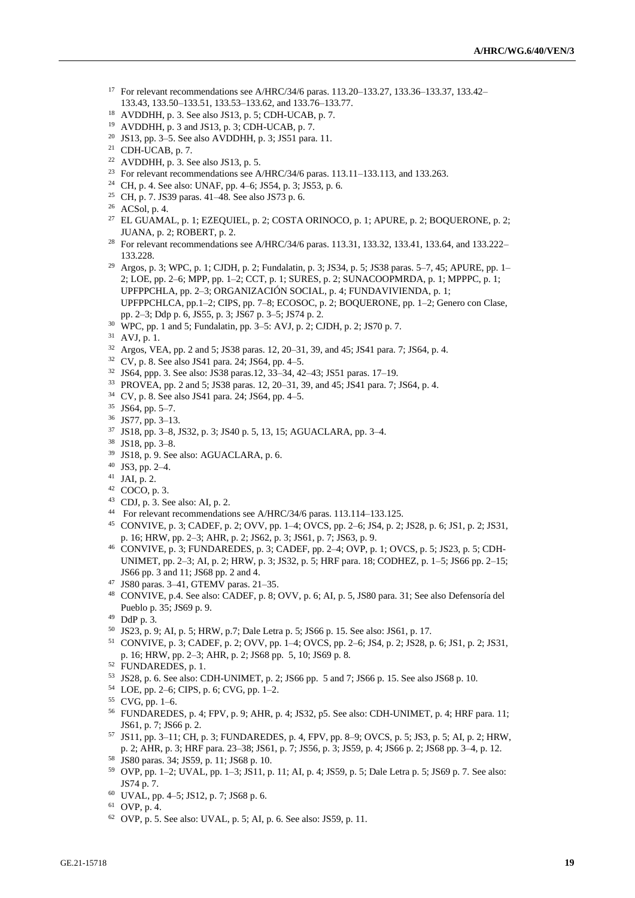[17] For relevant recommendations see A/HRC/34/6 paras. 113.20–133.27, 133.36–133.37, 133.42–133.43, 133.50–133.51, 133.53–133.62, and 133.76–133.77.

[18] AVDDHH, p. 3. See also JS13, p. 5; CDH-UCAB, p. 7.

[19] AVDDHH, p. 3 and JS13, p. 3; CDH-UCAB, p. 7.

[20] JS13, pp. 3–5. See also AVDDHH, p. 3; JS51 para. 11.

[21] CDH-UCAB, p. 7.

[22] AVDDHH, p. 3. See also JS13, p. 5.

[23] For relevant recommendations see A/HRC/34/6 paras. 113.11–133.113, and 133.263.

[24] CH, p. 4. See also: UNAF, pp. 4–6; JS54, p. 3; JS53, p. 6.

[25] CH, p. 7. JS39 paras. 41–48. See also JS73 p. 6.

[26] ACSol, p. 4.

[27] EL GUAMAL, p. 1; EZEQUIEL, p. 2; COSTA ORINOCO, p. 1; APURE, p. 2; BOQUERONE, p. 2; JUANA, p. 2; ROBERT, p. 2.

[28] For relevant recommendations see A/HRC/34/6 paras. 113.31, 133.32, 133.41, 133.64, and 133.222–133.228.

[29] Argos, p. 3; WPC, p. 1; CJDH, p. 2; Fundalatin, p. 3; JS34, p. 5; JS38 paras. 5–7, 45; APURE, pp. 1–2; LOE, pp. 2–6; MPP, pp. 1–2; CCT, p. 1; SURES, p. 2; SUNACOOPMRDA, p. 1; MPPPC, p. 1; UPFPPCHLA, pp. 2–3; ORGANIZACIÓN SOCIAL, p. 4; FUNDAVIVIENDA, p. 1; UPFPPCHLCA, pp.1–2; CIPS, pp. 7–8; ECOSOC, p. 2; BOQUERONE, pp. 1–2; Genero con Clase, pp. 2–3; Ddp p. 6, JS55, p. 3; JS67 p. 3–5; JS74 p. 2.

[30] WPC, pp. 1 and 5; Fundalatin, pp. 3–5: AVJ, p. 2; CJDH, p. 2; JS70 p. 7.

[31] AVJ, p. 1.

[32] Argos, VEA, pp. 2 and 5; JS38 paras. 12, 20–31, 39, and 45; JS41 para. 7; JS64, p. 4.

[32] CV, p. 8. See also JS41 para. 24; JS64, pp. 4–5.

[32] JS64, ppp. 3. See also: JS38 paras.12, 33–34, 42–43; JS51 paras. 17–19.

[33] PROVEA, pp. 2 and 5; JS38 paras. 12, 20–31, 39, and 45; JS41 para. 7; JS64, p. 4.

[34] CV, p. 8. See also JS41 para. 24; JS64, pp. 4–5.

[35] JS64, pp. 5–7.

[36] JS77, pp. 3–13.

[37] JS18, pp. 3–8, JS32, p. 3; JS40 p. 5, 13, 15; AGUACLARA, pp. 3–4.

[38] JS18, pp. 3–8.

[39] JS18, p. 9. See also: AGUACLARA, p. 6.

[40] JS3, pp. 2–4.

[41] JAI, p. 2.

[42] COCO, p. 3.

[43] CDJ, p. 3. See also: AI, p. 2.

[44] For relevant recommendations see A/HRC/34/6 paras. 113.114–133.125.

[45] CONVIVE, p. 3; CADEF, p. 2; OVV, pp. 1–4; OVCS, pp. 2–6; JS4, p. 2; JS28, p. 6; JS1, p. 2; JS31, p. 16; HRW, pp. 2–3; AHR, p. 2; JS62, p. 3; JS61, p. 7; JS63, p. 9.

[46] CONVIVE, p. 3; FUNDAREDES, p. 3; CADEF, pp. 2–4; OVP, p. 1; OVCS, p. 5; JS23, p. 5; CDH-UNIMET, pp. 2–3; AI, p. 2; HRW, p. 3; JS32, p. 5; HRF para. 18; CODHEZ, p. 1–5; JS66 pp. 2–15; JS66 pp. 3 and 11; JS68 pp. 2 and 4.

[47] JS80 paras. 3–41, GTEMV paras. 21–35.

[48] CONVIVE, p.4. See also: CADEF, p. 8; OVV, p. 6; AI, p. 5, JS80 para. 31; See also Defensoría del Pueblo p. 35; JS69 p. 9.

[49] DdP p. 3.

[50] JS23, p. 9; AI, p. 5; HRW, p.7; Dale Letra p. 5; JS66 p. 15. See also: JS61, p. 17.

[51] CONVIVE, p. 3; CADEF, p. 2; OVV, pp. 1–4; OVCS, pp. 2–6; JS4, p. 2; JS28, p. 6; JS1, p. 2; JS31, p. 16; HRW, pp. 2–3; AHR, p. 2; JS68 pp. 5, 10; JS69 p. 8.

[52] FUNDAREDES, p. 1.

[53] JS28, p. 6. See also: CDH-UNIMET, p. 2; JS66 pp. 5 and 7; JS66 p. 15. See also JS68 p. 10.

[54] LOE, pp. 2–6; CIPS, p. 6; CVG, pp. 1–2.

[55] CVG, pp. 1–6.

[56] FUNDAREDES, p. 4; FPV, p. 9; AHR, p. 4; JS32, p5. See also: CDH-UNIMET, p. 4; HRF para. 11; JS61, p. 7; JS66 p. 2.

[57] JS11, pp. 3–11; CH, p. 3; FUNDAREDES, p. 4, FPV, pp. 8–9; OVCS, p. 5; JS3, p. 5; AI, p. 2; HRW, p. 2; AHR, p. 3; HRF para. 23–38; JS61, p. 7; JS56, p. 3; JS59, p. 4; JS66 p. 2; JS68 pp. 3–4, p. 12.

[58] JS80 paras. 34; JS59, p. 11; JS68 p. 10.

[59] OVP, pp. 1–2; UVAL, pp. 1–3; JS11, p. 11; AI, p. 4; JS59, p. 5; Dale Letra p. 5; JS69 p. 7. See also: JS74 p. 7.

[60] UVAL, pp. 4–5; JS12, p. 7; JS68 p. 6.

[61] OVP, p. 4.

[62] OVP, p. 5. See also: UVAL, p. 5; AI, p. 6. See also: JS59, p. 11.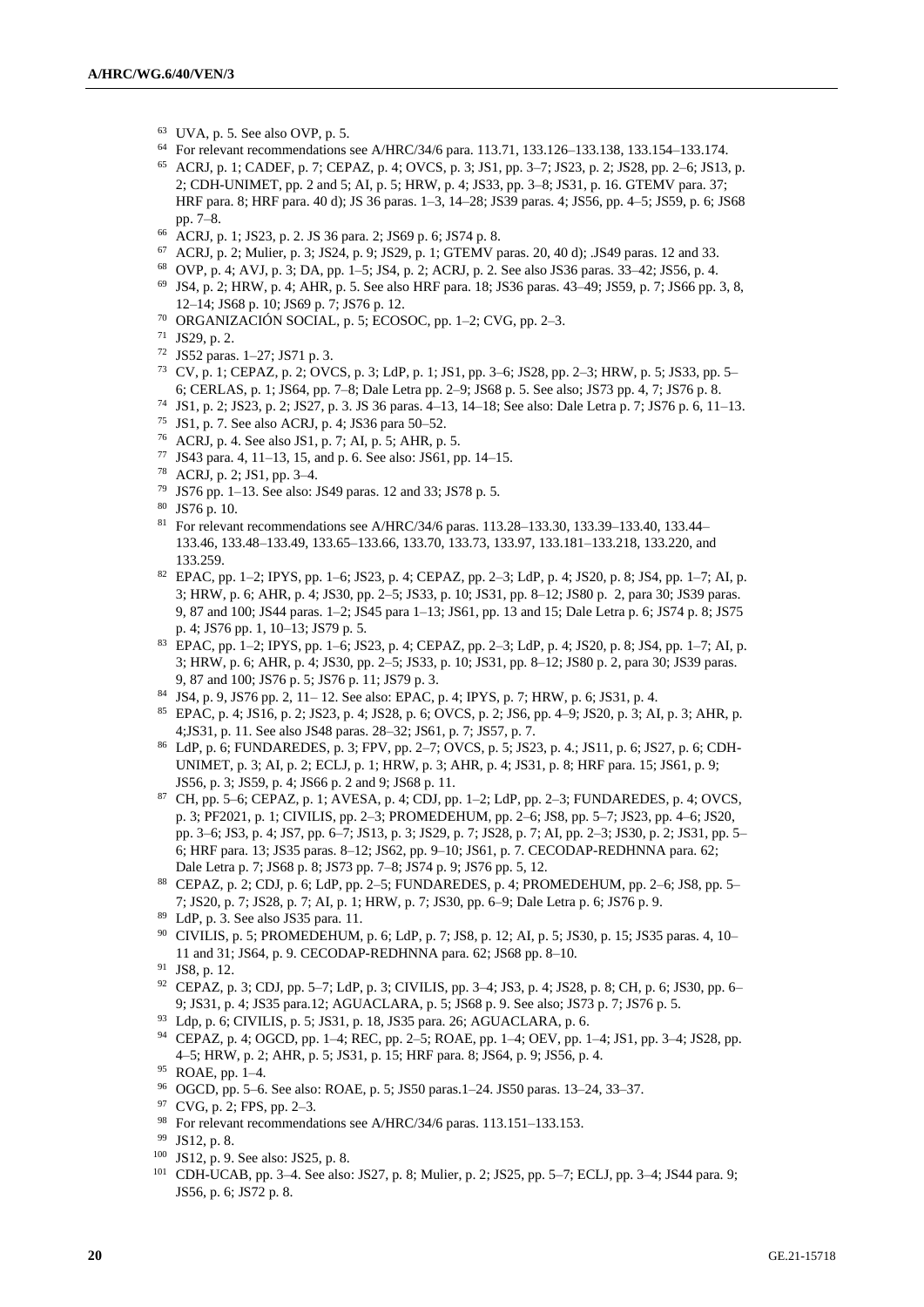63 UVA, p. 5. See also OVP, p. 5.

64 For relevant recommendations see A/HRC/34/6 para. 113.71, 133.126–133.138, 133.154–133.174.

65 ACRJ, p. 1; CADEF, p. 7; CEPAZ, p. 4; OVCS, p. 3; JS1, pp. 3–7; JS23, p. 2; JS28, pp. 2–6; JS13, p. 2; CDH-UNIMET, pp. 2 and 5; AI, p. 5; HRW, p. 4; JS33, pp. 3–8; JS31, p. 16. GTEMV para. 37; HRF para. 8; HRF para. 40 d); JS 36 paras. 1–3, 14–28; JS39 paras. 4; JS56, pp. 4–5; JS59, p. 6; JS68 pp. 7–8.

66 ACRJ, p. 1; JS23, p. 2. JS 36 para. 2; JS69 p. 6; JS74 p. 8.

67 ACRJ, p. 2; Mulier, p. 3; JS24, p. 9; JS29, p. 1; GTEMV paras. 20, 40 d); .JS49 paras. 12 and 33.

68 OVP, p. 4; AVJ, p. 3; DA, pp. 1–5; JS4, p. 2; ACRJ, p. 2. See also JS36 paras. 33–42; JS56, p. 4.

69 JS4, p. 2; HRW, p. 4; AHR, p. 5. See also HRF para. 18; JS36 paras. 43–49; JS59, p. 7; JS66 pp. 3, 8, 12–14; JS68 p. 10; JS69 p. 7; JS76 p. 12.

70 ORGANIZACIÓN SOCIAL, p. 5; ECOSOC, pp. 1–2; CVG, pp. 2–3.

71 JS29, p. 2.

72 JS52 paras. 1–27; JS71 p. 3.

73 CV, p. 1; CEPAZ, p. 2; OVCS, p. 3; LdP, p. 1; JS1, pp. 3–6; JS28, pp. 2–3; HRW, p. 5; JS33, pp. 5–6; CERLAS, p. 1; JS64, pp. 7–8; Dale Letra pp. 2–9; JS68 p. 5. See also; JS73 pp. 4, 7; JS76 p. 8.

74 JS1, p. 2; JS23, p. 2; JS27, p. 3. JS 36 paras. 4–13, 14–18; See also: Dale Letra p. 7; JS76 p. 6, 11–13.

75 JS1, p. 7. See also ACRJ, p. 4; JS36 para 50–52.

76 ACRJ, p. 4. See also JS1, p. 7; AI, p. 5; AHR, p. 5.

77 JS43 para. 4, 11–13, 15, and p. 6. See also: JS61, pp. 14–15.

78 ACRJ, p. 2; JS1, pp. 3–4.

79 JS76 pp. 1–13. See also: JS49 paras. 12 and 33; JS78 p. 5.

80 JS76 p. 10.

81 For relevant recommendations see A/HRC/34/6 paras. 113.28–133.30, 133.39–133.40, 133.44–133.46, 133.48–133.49, 133.65–133.66, 133.70, 133.73, 133.97, 133.181–133.218, 133.220, and 133.259.

82 EPAC, pp. 1–2; IPYS, pp. 1–6; JS23, p. 4; CEPAZ, pp. 2–3; LdP, p. 4; JS20, p. 8; JS4, pp. 1–7; AI, p. 3; HRW, p. 6; AHR, p. 4; JS30, pp. 2–5; JS33, p. 10; JS31, pp. 8–12; JS80 p. 2, para 30; JS39 paras. 9, 87 and 100; JS44 paras. 1–2; JS45 para 1–13; JS61, pp. 13 and 15; Dale Letra p. 6; JS74 p. 8; JS75 p. 4; JS76 pp. 1, 10–13; JS79 p. 5.

83 EPAC, pp. 1–2; IPYS, pp. 1–6; JS23, p. 4; CEPAZ, pp. 2–3; LdP, p. 4; JS20, p. 8; JS4, pp. 1–7; AI, p. 3; HRW, p. 6; AHR, p. 4; JS30, pp. 2–5; JS33, p. 10; JS31, pp. 8–12; JS80 p. 2, para 30; JS39 paras. 9, 87 and 100; JS76 p. 5; JS76 p. 11; JS79 p. 3.

84 JS4, p. 9, JS76 pp. 2, 11– 12. See also: EPAC, p. 4; IPYS, p. 7; HRW, p. 6; JS31, p. 4.

85 EPAC, p. 4; JS16, p. 2; JS23, p. 4; JS28, p. 6; OVCS, p. 2; JS6, pp. 4–9; JS20, p. 3; AI, p. 3; AHR, p. 4;JS31, p. 11. See also JS48 paras. 28–32; JS61, p. 7; JS57, p. 7.

86 LdP, p. 6; FUNDAREDES, p. 3; FPV, pp. 2–7; OVCS, p. 5; JS23, p. 4.; JS11, p. 6; JS27, p. 6; CDH-UNIMET, p. 3; AI, p. 2; ECLJ, p. 1; HRW, p. 3; AHR, p. 4; JS31, p. 8; HRF para. 15; JS61, p. 9; JS56, p. 3; JS59, p. 4; JS66 p. 2 and 9; JS68 p. 11.

87 CH, pp. 5–6; CEPAZ, p. 1; AVESA, p. 4; CDJ, pp. 1–2; LdP, pp. 2–3; FUNDAREDES, p. 4; OVCS, p. 3; PF2021, p. 1; CIVILIS, pp. 2–3; PROMEDEHUM, pp. 2–6; JS8, pp. 5–7; JS23, pp. 4–6; JS20, pp. 3–6; JS3, p. 4; JS7, pp. 6–7; JS13, p. 3; JS29, p. 7; JS28, p. 7; AI, pp. 2–3; JS30, p. 2; JS31, pp. 5–6; HRF para. 13; JS35 paras. 8–12; JS62, pp. 9–10; JS61, p. 7. CECODAP-REDHNNA para. 62; Dale Letra p. 7; JS68 p. 8; JS73 pp. 7–8; JS74 p. 9; JS76 pp. 5, 12.

88 CEPAZ, p. 2; CDJ, p. 6; LdP, pp. 2–5; FUNDAREDES, p. 4; PROMEDEHUM, pp. 2–6; JS8, pp. 5–7; JS20, p. 7; JS28, p. 7; AI, p. 1; HRW, p. 7; JS30, pp. 6–9; Dale Letra p. 6; JS76 p. 9.

89 LdP, p. 3. See also JS35 para. 11.

90 CIVILIS, p. 5; PROMEDEHUM, p. 6; LdP, p. 7; JS8, p. 12; AI, p. 5; JS30, p. 15; JS35 paras. 4, 10–11 and 31; JS64, p. 9. CECODAP-REDHNNA para. 62; JS68 pp. 8–10.

91 JS8, p. 12.

92 CEPAZ, p. 3; CDJ, pp. 5–7; LdP, p. 3; CIVILIS, pp. 3–4; JS3, p. 4; JS28, p. 8; CH, p. 6; JS30, pp. 6–9; JS31, p. 4; JS35 para.12; AGUACLARA, p. 5; JS68 p. 9. See also; JS73 p. 7; JS76 p. 5.

93 Ldp, p. 6; CIVILIS, p. 5; JS31, p. 18, JS35 para. 26; AGUACLARA, p. 6.

94 CEPAZ, p. 4; OGCD, pp. 1–4; REC, pp. 2–5; ROAE, pp. 1–4; OEV, pp. 1–4; JS1, pp. 3–4; JS28, pp. 4–5; HRW, p. 2; AHR, p. 5; JS31, p. 15; HRF para. 8; JS64, p. 9; JS56, p. 4.

95 ROAE, pp. 1–4.

96 OGCD, pp. 5–6. See also: ROAE, p. 5; JS50 paras.1–24. JS50 paras. 13–24, 33–37.

97 CVG, p. 2; FPS, pp. 2–3.

98 For relevant recommendations see A/HRC/34/6 paras. 113.151–133.153.

99 JS12, p. 8.

100 JS12, p. 9. See also: JS25, p. 8.

101 CDH-UCAB, pp. 3–4. See also: JS27, p. 8; Mulier, p. 2; JS25, pp. 5–7; ECLJ, pp. 3–4; JS44 para. 9; JS56, p. 6; JS72 p. 8.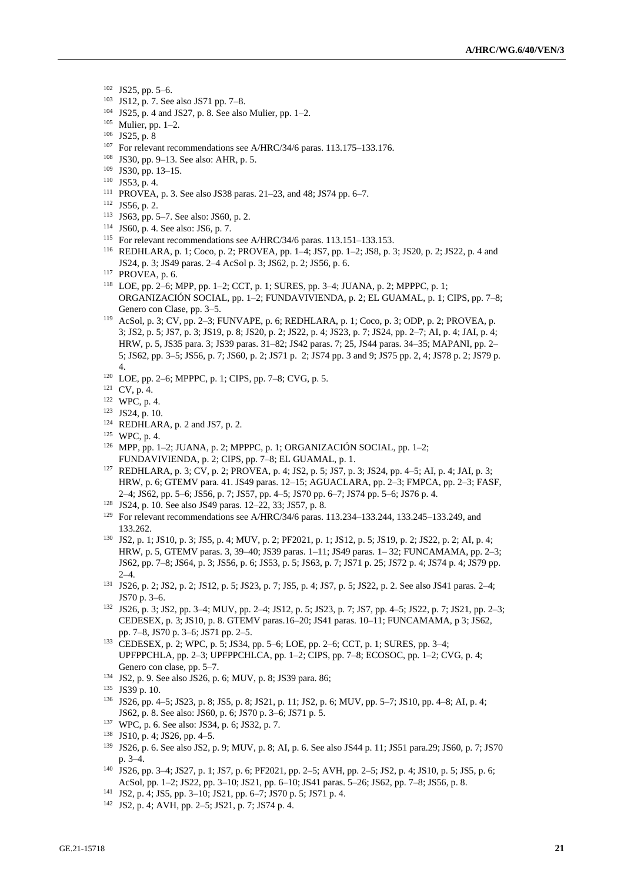[102] JS25, pp. 5–6.

[103] JS12, p. 7. See also JS71 pp. 7–8.

[104] JS25, p. 4 and JS27, p. 8. See also Mulier, pp. 1–2.

[105] Mulier, pp. 1–2.

[106] JS25, p. 8

[107] For relevant recommendations see A/HRC/34/6 paras. 113.175–133.176.

[108] JS30, pp. 9–13. See also: AHR, p. 5.

[109] JS30, pp. 13–15.

[110] JS53, p. 4.

[111] PROVEA, p. 3. See also JS38 paras. 21–23, and 48; JS74 pp. 6–7.

[112] JS56, p. 2.

[113] JS63, pp. 5–7. See also: JS60, p. 2.

[114] JS60, p. 4. See also: JS6, p. 7.

[115] For relevant recommendations see A/HRC/34/6 paras. 113.151–133.153.

[116] REDHLARA, p. 1; Coco, p. 2; PROVEA, pp. 1–4; JS7, pp. 1–2; JS8, p. 3; JS20, p. 2; JS22, p. 4 and JS24, p. 3; JS49 paras. 2–4 AcSol p. 3; JS62, p. 2; JS56, p. 6.

[117] PROVEA, p. 6.

[118] LOE, pp. 2–6; MPP, pp. 1–2; CCT, p. 1; SURES, pp. 3–4; JUANA, p. 2; MPPPC, p. 1; ORGANIZACIÓN SOCIAL, pp. 1–2; FUNDAVIVIENDA, p. 2; EL GUAMAL, p. 1; CIPS, pp. 7–8; Genero con Clase, pp. 3–5.

[119] AcSol, p. 3; CV, pp. 2–3; FUNVAPE, p. 6; REDHLARA, p. 1; Coco, p. 3; ODP, p. 2; PROVEA, p. 3; JS2, p. 5; JS7, p. 3; JS19, p. 8; JS20, p. 2; JS22, p. 4; JS23, p. 7; JS24, pp. 2–7; AI, p. 4; JAI, p. 4; HRW, p. 5, JS35 para. 3; JS39 paras. 31–82; JS42 paras. 7; 25, JS44 paras. 34–35; MAPANI, pp. 2–5; JS62, pp. 3–5; JS56, p. 7; JS60, p. 2; JS71 p. 2; JS74 pp. 3 and 9; JS75 pp. 2, 4; JS78 p. 2; JS79 p. 4.

[120] LOE, pp. 2–6; MPPPC, p. 1; CIPS, pp. 7–8; CVG, p. 5.

[121] CV, p. 4.

[122] WPC, p. 4.

[123] JS24, p. 10.

[124] REDHLARA, p. 2 and JS7, p. 2.

[125] WPC, p. 4.

[126] MPP, pp. 1–2; JUANA, p. 2; MPPPC, p. 1; ORGANIZACIÓN SOCIAL, pp. 1–2; FUNDAVIVIENDA, p. 2; CIPS, pp. 7–8; EL GUAMAL, p. 1.

[127] REDHLARA, p. 3; CV, p. 2; PROVEA, p. 4; JS2, p. 5; JS7, p. 3; JS24, pp. 4–5; AI, p. 4; JAI, p. 3; HRW, p. 6; GTEMV paras. 41. JS49 paras. 12–15; AGUACLARA, pp. 2–3; FMPCA, pp. 2–3; FASF, 2–4; JS62, pp. 5–6; JS56, p. 7; JS57, pp. 4–5; JS70 pp. 6–7; JS74 pp. 5–6; JS76 p. 4.

[128] JS24, p. 10. See also JS49 paras. 12–22, 33; JS57, p. 8.

[129] For relevant recommendations see A/HRC/34/6 paras. 113.234–133.244, 133.245–133.249, and 133.262.

[130] JS2, p. 1; JS10, p. 3; JS5, p. 4; MUV, p. 2; PF2021, p. 1; JS12, p. 5; JS19, p. 2; JS22, p. 2; AI, p. 4; HRW, p. 5, GTEMV paras. 3, 39–40; JS39 paras. 1–11; JS49 paras. 1– 32; FUNCAMAMA, pp. 2–3; JS62, pp. 7–8; JS64, p. 3; JS56, p. 6; JS53, p. 5; JS63, p. 7; JS71 p. 25; JS72 p. 4; JS74 p. 4; JS79 pp. 2–4.

[131] JS26, p. 2; JS2, p. 2; JS12, p. 5; JS23, p. 7; JS5, p. 4; JS7, p. 5; JS22, p. 2. See also JS41 paras. 2–4; JS70 p. 3–6.

[132] JS26, p. 3; JS2, pp. 3–4; MUV, pp. 2–4; JS12, p. 5; JS23, p. 7; JS7, pp. 4–5; JS22, p. 7; JS21, pp. 2–3; CEDESEX, p. 3; JS10, p. 8. GTEMV paras.16–20; JS41 paras. 10–11; FUNCAMAMA, p 3; JS62, pp. 7–8, JS70 p. 3–6; JS71 pp. 2–5.

[133] CEDESEX, p. 2; WPC, p. 5; JS34, pp. 5–6; LOE, pp. 2–6; CCT, p. 1; SURES, pp. 3–4; UPFPPCHLA, pp. 2–3; UPFPPCHLCA, pp. 1–2; CIPS, pp. 7–8; ECOSOC, pp. 1–2; CVG, p. 4; Genero con clase, pp. 5–7.

[134] JS2, p. 9. See also JS26, p. 6; MUV, p. 8; JS39 para. 86;

[135] JS39 p. 10.

[136] JS26, pp. 4–5; JS23, p. 8; JS5, p. 8; JS21, p. 11; JS2, p. 6; MUV, pp. 5–7; JS10, pp. 4–8; AI, p. 4; JS62, p. 8. See also: JS60, p. 6; JS70 p. 3–6; JS71 p. 5.

[137] WPC, p. 6. See also: JS34, p. 6; JS32, p. 7.

[138] JS10, p. 4; JS26, pp. 4–5.

[139] JS26, p. 6. See also JS2, p. 9; MUV, p. 8; AI, p. 6. See also JS44 p. 11; JS51 para.29; JS60, p. 7; JS70 p. 3–4.

[140] JS26, pp. 3–4; JS27, p. 1; JS7, p. 6; PF2021, pp. 2–5; AVH, pp. 2–5; JS2, p. 4; JS10, p. 5; JS5, p. 6; AcSol, pp. 1–2; JS22, pp. 3–10; JS21, pp. 6–10; JS41 paras. 5–26; JS62, pp. 7–8; JS56, p. 8.

[141] JS2, p. 4; JS5, pp. 3–10; JS21, pp. 6–7; JS70 p. 5; JS71 p. 4.

[142] JS2, p. 4; AVH, pp. 2–5; JS21, p. 7; JS74 p. 4.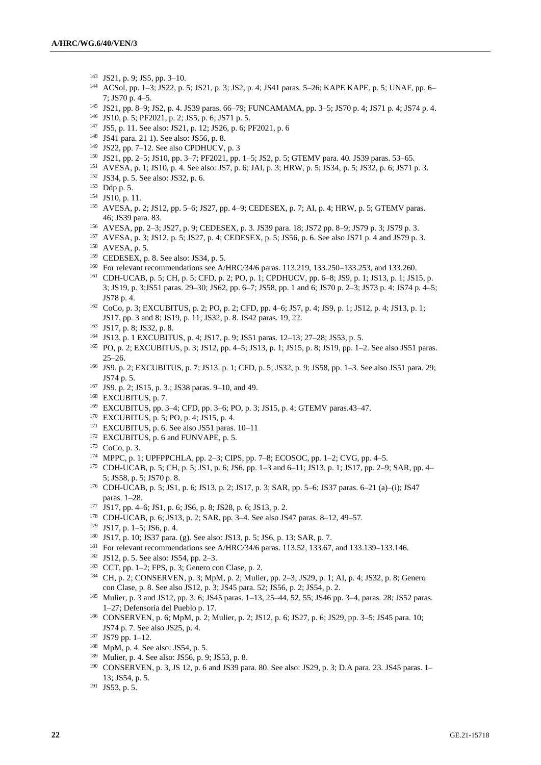143 JS21, p. 9; JS5, pp. 3–10.

144 ACSol, pp. 1–3; JS22, p. 5; JS21, p. 3; JS2, p. 4; JS41 paras. 5–26; KAPE KAPE, p. 5; UNAF, pp. 6–7; JS70 p. 4–5.

145 JS21, pp. 8–9; JS2, p. 4. JS39 paras. 66–79; FUNCAMAMA, pp. 3–5; JS70 p. 4; JS71 p. 4; JS74 p. 4.

146 JS10, p. 5; PF2021, p. 2; JS5, p. 6; JS71 p. 5.

147 JS5, p. 11. See also: JS21, p. 12; JS26, p. 6; PF2021, p. 6

148 JS41 para. 21 1). See also: JS56, p. 8.

149 JS22, pp. 7–12. See also CPDHUCV, p. 3

150 JS21, pp. 2–5; JS10, pp. 3–7; PF2021, pp. 1–5; JS2, p. 5; GTEMV para. 40. JS39 paras. 53–65.

151 AVESA, p. 1; JS10, p. 4. See also: JS7, p. 6; JAI, p. 3; HRW, p. 5; JS34, p. 5; JS32, p. 6; JS71 p. 3.

152 JS34, p. 5. See also: JS32, p. 6.

153 Ddp p. 5.

154 JS10, p. 11.

155 AVESA, p. 2; JS12, pp. 5–6; JS27, pp. 4–9; CEDESEX, p. 7; AI, p. 4; HRW, p. 5; GTEMV paras. 46; JS39 para. 83.

156 AVESA, pp. 2–3; JS27, p. 9; CEDESEX, p. 3. JS39 para. 18; JS72 pp. 8–9; JS79 p. 3; JS79 p. 3.

157 AVESA, p. 3; JS12, p. 5; JS27, p. 4; CEDESEX, p. 5; JS56, p. 6. See also JS71 p. 4 and JS79 p. 3.

158 AVESA, p. 5.

159 CEDESEX, p. 8. See also: JS34, p. 5.

160 For relevant recommendations see A/HRC/34/6 paras. 113.219, 133.250–133.253, and 133.260.

161 CDH-UCAB, p. 5; CH, p. 5; CFD, p. 2; PO, p. 1; CPDHUCV, pp. 6–8; JS9, p. 1; JS13, p. 1; JS15, p. 3; JS19, p. 3;JS51 paras. 29–30; JS62, pp. 6–7; JS58, pp. 1 and 6; JS70 p. 2–3; JS73 p. 4; JS74 p. 4–5; JS78 p. 4.

162 CoCo, p. 3; EXCUBITUS, p. 2; PO, p. 2; CFD, pp. 4–6; JS7, p. 4; JS9, p. 1; JS12, p. 4; JS13, p. 1; JS17, pp. 3 and 8; JS19, p. 11; JS32, p. 8. JS42 paras. 19, 22.

163 JS17, p. 8; JS32, p. 8.

164 JS13, p. 1 EXCUBITUS, p. 4; JS17, p. 9; JS51 paras. 12–13; 27–28; JS53, p. 5.

165 PO, p. 2; EXCUBITUS, p. 3; JS12, pp. 4–5; JS13, p. 1; JS15, p. 8; JS19, pp. 1–2. See also JS51 paras. 25–26.

166 JS9, p. 2; EXCUBITUS, p. 7; JS13, p. 1; CFD, p. 5; JS32, p. 9; JS58, pp. 1–3. See also JS51 para. 29; JS74 p. 5.

167 JS9, p. 2; JS15, p. 3.; JS38 paras. 9–10, and 49.

168 EXCUBITUS, p. 7.

169 EXCUBITUS, pp. 3–4; CFD, pp. 3–6; PO, p. 3; JS15, p. 4; GTEMV paras.43–47.

170 EXCUBITUS, p. 5; PO, p. 4; JS15, p. 4.

171 EXCUBITUS, p. 6. See also JS51 paras. 10–11

172 EXCUBITUS, p. 6 and FUNVAPE, p. 5.

173 CoCo, p. 3.

174 MPPC, p. 1; UPFPPCHLA, pp. 2–3; CIPS, pp. 7–8; ECOSOC, pp. 1–2; CVG, pp. 4–5.

175 CDH-UCAB, p. 5; CH, p. 5; JS1, p. 6; JS6, pp. 1–3 and 6–11; JS13, p. 1; JS17, pp. 2–9; SAR, pp. 4–5; JS58, p. 5; JS70 p. 8.

176 CDH-UCAB, p. 5; JS1, p. 6; JS13, p. 2; JS17, p. 3; SAR, pp. 5–6; JS37 paras. 6–21 (a)–(i); JS47 paras. 1–28.

177 JS17, pp. 4–6; JS1, p. 6; JS6, p. 8; JS28, p. 6; JS13, p. 2.

178 CDH-UCAB, p. 6; JS13, p. 2; SAR, pp. 3–4. See also JS47 paras. 8–12, 49–57.

179 JS17, p. 1–5; JS6, p. 4.

180 JS17, p. 10; JS37 para. (g). See also: JS13, p. 5; JS6, p. 13; SAR, p. 7.

181 For relevant recommendations see A/HRC/34/6 paras. 113.52, 133.67, and 133.139–133.146.

182 JS12, p. 5. See also: JS54, pp. 2–3.

183 CCT, pp. 1–2; FPS, p. 3; Genero con Clase, p. 2.

184 CH, p. 2; CONSERVEN, p. 3; MpM, p. 2; Mulier, pp. 2–3; JS29, p. 1; AI, p. 4; JS32, p. 8; Genero con Clase, p. 8. See also JS12, p. 3; JS45 para. 52; JS56, p. 2; JS54, p. 2.

185 Mulier, p. 3 and JS12, pp. 3, 6; JS45 paras. 1–13, 25–44, 52, 55; JS46 pp. 3–4, paras. 28; JS52 paras. 1–27; Defensoría del Pueblo p. 17.

186 CONSERVEN, p. 6; MpM, p. 2; Mulier, p. 2; JS12, p. 6; JS27, p. 6; JS29, pp. 3–5; JS45 para. 10; JS74 p. 7. See also JS25, p. 4.

187 JS79 pp. 1–12.

188 MpM, p. 4. See also: JS54, p. 5.

189 Mulier, p. 4. See also: JS56, p. 9; JS53, p. 8.

190 CONSERVEN, p. 3, JS 12, p. 6 and JS39 para. 80. See also: JS29, p. 3; D.A para. 23. JS45 paras. 1–13; JS54, p. 5.

191 JS53, p. 5.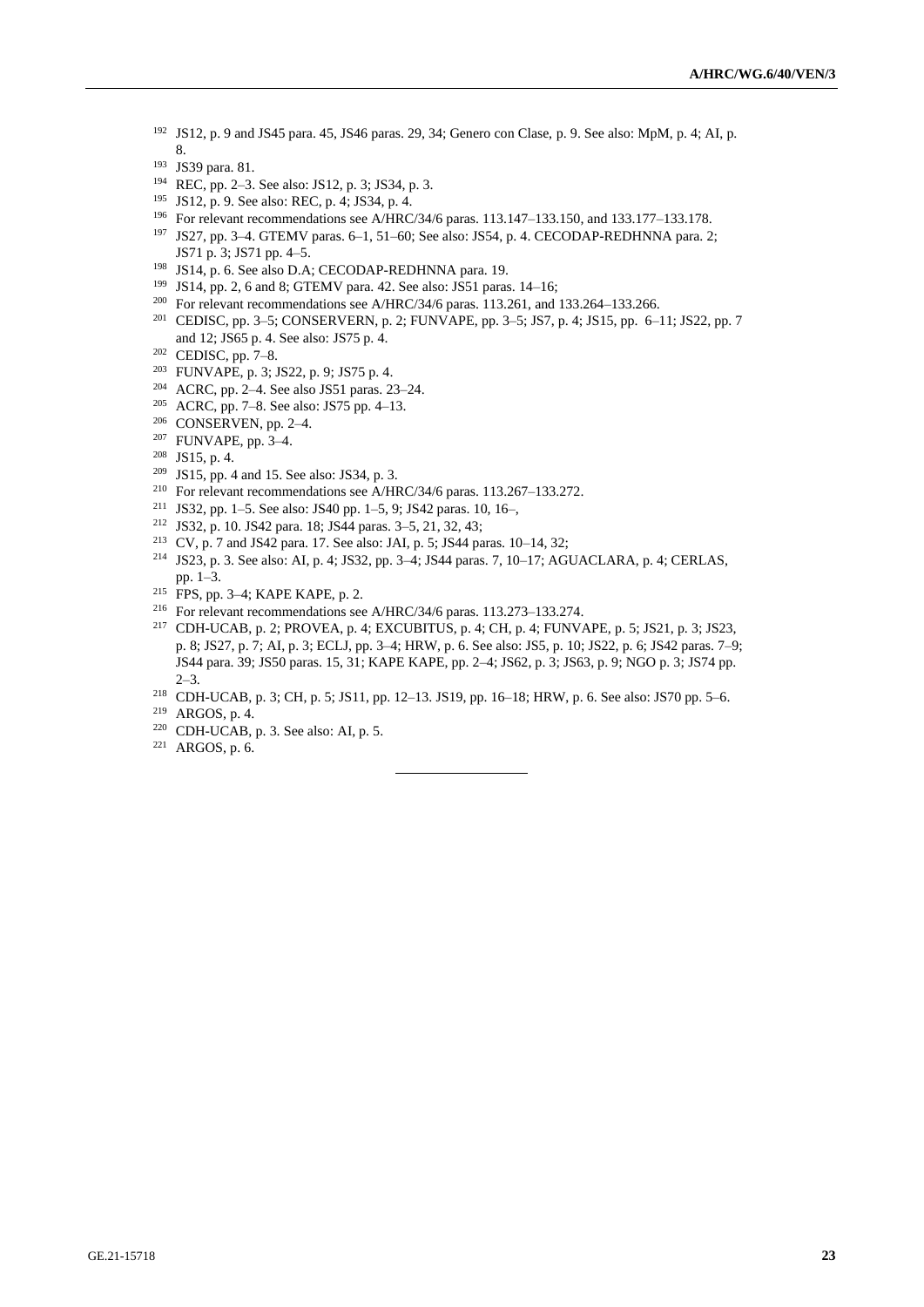[192] JS12, p. 9 and JS45 para. 45, JS46 paras. 29, 34; Genero con Clase, p. 9. See also: MpM, p. 4; AI, p. 8.

[193] JS39 para. 81.

[194] REC, pp. 2–3. See also: JS12, p. 3; JS34, p. 3.

[195] JS12, p. 9. See also: REC, p. 4; JS34, p. 4.

[196] For relevant recommendations see A/HRC/34/6 paras. 113.147–133.150, and 133.177–133.178.

[197] JS27, pp. 3–4. GTEMV paras. 6–1, 51–60; See also: JS54, p. 4. CECODAP-REDHNNA para. 2; JS71 p. 3; JS71 pp. 4–5.

[198] JS14, p. 6. See also D.A; CECODAP-REDHNNA para. 19.

[199] JS14, pp. 2, 6 and 8; GTEMV para. 42. See also: JS51 paras. 14–16;

[200] For relevant recommendations see A/HRC/34/6 paras. 113.261, and 133.264–133.266.

[201] CEDISC, pp. 3–5; CONSERVERN, p. 2; FUNVAPE, pp. 3–5; JS7, p. 4; JS15, pp. 6–11; JS22, pp. 7 and 12; JS65 p. 4. See also: JS75 p. 4.

[202] CEDISC, pp. 7–8.

[203] FUNVAPE, p. 3; JS22, p. 9; JS75 p. 4.

[204] ACRC, pp. 2–4. See also JS51 paras. 23–24.

[205] ACRC, pp. 7–8. See also: JS75 pp. 4–13.

[206] CONSERVEN, pp. 2–4.

[207] FUNVAPE, pp. 3–4.

[208] JS15, p. 4.

[209] JS15, pp. 4 and 15. See also: JS34, p. 3.

[210] For relevant recommendations see A/HRC/34/6 paras. 113.267–133.272.

[211] JS32, pp. 1–5. See also: JS40 pp. 1–5, 9; JS42 paras. 10, 16–,

[212] JS32, p. 10. JS42 para. 18; JS44 paras. 3–5, 21, 32, 43;

[213] CV, p. 7 and JS42 para. 17. See also: JAI, p. 5; JS44 paras. 10–14, 32;

[214] JS23, p. 3. See also: AI, p. 4; JS32, pp. 3–4; JS44 paras. 7, 10–17; AGUACLARA, p. 4; CERLAS, pp. 1–3.

[215] FPS, pp. 3–4; KAPE KAPE, p. 2.

[216] For relevant recommendations see A/HRC/34/6 paras. 113.273–133.274.

[217] CDH-UCAB, p. 2; PROVEA, p. 4; EXCUBITUS, p. 4; CH, p. 4; FUNVAPE, p. 5; JS21, p. 3; JS23, p. 8; JS27, p. 7; AI, p. 3; ECLJ, pp. 3–4; HRW, p. 6. See also: JS5, p. 10; JS22, p. 6; JS42 paras. 7–9; JS44 para. 39; JS50 paras. 15, 31; KAPE KAPE, pp. 2–4; JS62, p. 3; JS63, p. 9; NGO p. 3; JS74 pp. 2–3.

[218] CDH-UCAB, p. 3; CH, p. 5; JS11, pp. 12–13. JS19, pp. 16–18; HRW, p. 6. See also: JS70 pp. 5–6.

[219] ARGOS, p. 4.

[220] CDH-UCAB, p. 3. See also: AI, p. 5.

[221] ARGOS, p. 6.